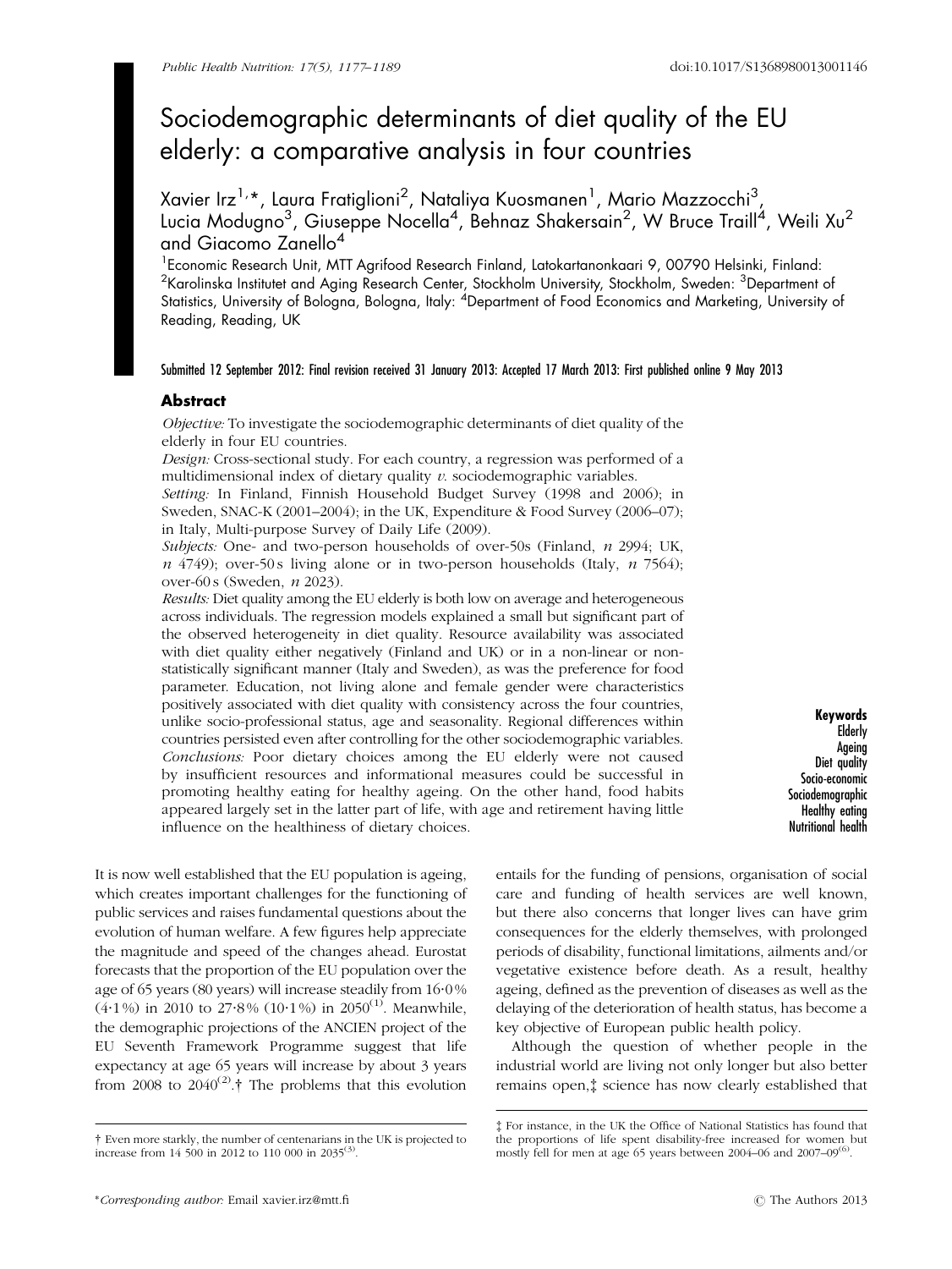# Sociodemographic determinants of diet quality of the EU elderly: a comparative analysis in four countries

Xavier Irz[1,*], Laura Fratiglioni[2], Nataliya Kuosmanen[1], Mario Mazzocchi[3], Lucia Modugno[3], Giuseppe Nocella[4], Behnaz Shakersain[2], W Bruce Traill[4], Weili Xu[2] and Giacomo Zanello[4]

[1]Economic Research Unit, MTT Agrifood Research Finland, Latokartanonkaari 9, 00790 Helsinki, Finland: [2]Karolinska Institutet and Aging Research Center, Stockholm University, Stockholm, Sweden: [3]Department of Statistics, University of Bologna, Bologna, Italy: [4]Department of Food Economics and Marketing, University of Reading, Reading, UK

**Submitted 12 September 2012: Final revision received 31 January 2013: Accepted 17 March 2013: First published online 9 May 2013**

## Abstract

*Objective:* To investigate the sociodemographic determinants of diet quality of the elderly in four EU countries.

*Design:* Cross-sectional study. For each country, a regression was performed of a multidimensional index of dietary quality *v.* sociodemographic variables.

*Setting:* In Finland, Finnish Household Budget Survey (1998 and 2006); in Sweden, SNAC-K (2001–2004); in the UK, Expenditure & Food Survey (2006–07); in Italy, Multi-purpose Survey of Daily Life (2009).

*Subjects:* One- and two-person households of over-50s (Finland, *n* 2994; UK, *n* 4749); over-50 s living alone or in two-person households (Italy, *n* 7564); over-60 s (Sweden, *n* 2023).

*Results:* Diet quality among the EU elderly is both low on average and heterogeneous across individuals. The regression models explained a small but significant part of the observed heterogeneity in diet quality. Resource availability was associated with diet quality either negatively (Finland and UK) or in a non-linear or non-statistically significant manner (Italy and Sweden), as was the preference for food parameter. Education, not living alone and female gender were characteristics positively associated with diet quality with consistency across the four countries, unlike socio-professional status, age and seasonality. Regional differences within countries persisted even after controlling for the other sociodemographic variables.

*Conclusions:* Poor dietary choices among the EU elderly were not caused by insufficient resources and informational measures could be successful in promoting healthy eating for healthy ageing. On the other hand, food habits appeared largely set in the latter part of life, with age and retirement having little influence on the healthiness of dietary choices.

**Keywords**
Elderly
Ageing
Diet quality
Socio-economic
Sociodemographic
Healthy eating
Nutritional health

It is now well established that the EU population is ageing, which creates important challenges for the functioning of public services and raises fundamental questions about the evolution of human welfare. A few figures help appreciate the magnitude and speed of the changes ahead. Eurostat forecasts that the proportion of the EU population over the age of 65 years (80 years) will increase steadily from 16·0% (4·1%) in 2010 to 27·8% (10·1%) in 2050[1]. Meanwhile, the demographic projections of the ANCIEN project of the EU Seventh Framework Programme suggest that life expectancy at age 65 years will increase by about 3 years from 2008 to 2040[2].† The problems that this evolution entails for the funding of pensions, organisation of social care and funding of health services are well known, but there also concerns that longer lives can have grim consequences for the elderly themselves, with prolonged periods of disability, functional limitations, ailments and/or vegetative existence before death. As a result, healthy ageing, defined as the prevention of diseases as well as the delaying of the deterioration of health status, has become a key objective of European public health policy.

Although the question of whether people in the industrial world are living not only longer but also better remains open,‡ science has now clearly established that

† Even more starkly, the number of centenarians in the UK is projected to increase from 14 500 in 2012 to 110 000 in 2035[3].

‡ For instance, in the UK the Office of National Statistics has found that the proportions of life spent disability-free increased for women but mostly fell for men at age 65 years between 2004–06 and 2007–09[6].

*Corresponding author: Email xavier.irz@mtt.fi

© The Authors 2013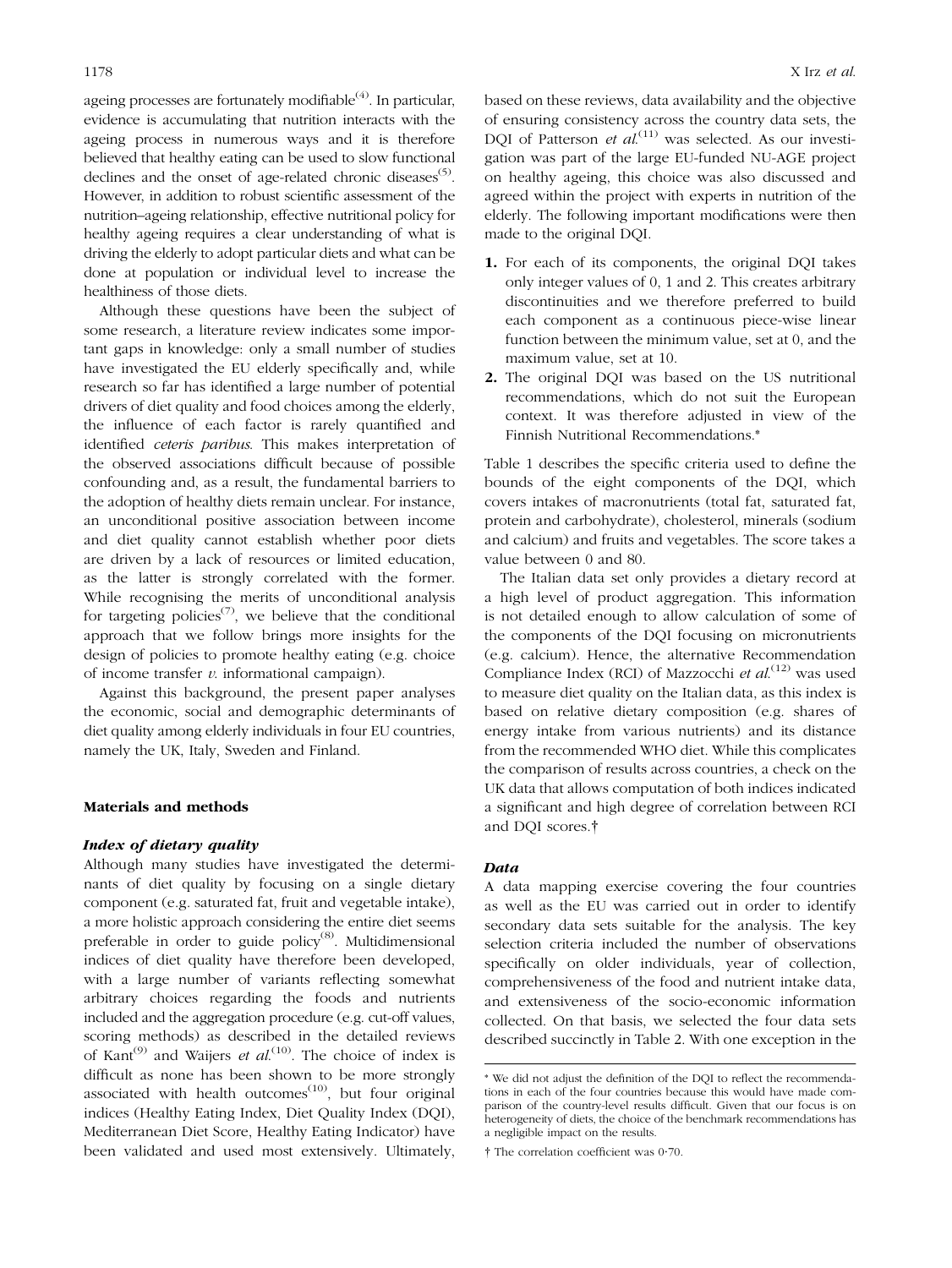ageing processes are fortunately modifiable[4]. In particular, evidence is accumulating that nutrition interacts with the ageing process in numerous ways and it is therefore believed that healthy eating can be used to slow functional declines and the onset of age-related chronic diseases[5]. However, in addition to robust scientific assessment of the nutrition–ageing relationship, effective nutritional policy for healthy ageing requires a clear understanding of what is driving the elderly to adopt particular diets and what can be done at population or individual level to increase the healthiness of those diets.

Although these questions have been the subject of some research, a literature review indicates some important gaps in knowledge: only a small number of studies have investigated the EU elderly specifically and, while research so far has identified a large number of potential drivers of diet quality and food choices among the elderly, the influence of each factor is rarely quantified and identified *ceteris paribus*. This makes interpretation of the observed associations difficult because of possible confounding and, as a result, the fundamental barriers to the adoption of healthy diets remain unclear. For instance, an unconditional positive association between income and diet quality cannot establish whether poor diets are driven by a lack of resources or limited education, as the latter is strongly correlated with the former. While recognising the merits of unconditional analysis for targeting policies[7], we believe that the conditional approach that we follow brings more insights for the design of policies to promote healthy eating (e.g. choice of income transfer *v.* informational campaign).

Against this background, the present paper analyses the economic, social and demographic determinants of diet quality among elderly individuals in four EU countries, namely the UK, Italy, Sweden and Finland.

## Materials and methods

### *Index of dietary quality*

Although many studies have investigated the determinants of diet quality by focusing on a single dietary component (e.g. saturated fat, fruit and vegetable intake), a more holistic approach considering the entire diet seems preferable in order to guide policy[8]. Multidimensional indices of diet quality have therefore been developed, with a large number of variants reflecting somewhat arbitrary choices regarding the foods and nutrients included and the aggregation procedure (e.g. cut-off values, scoring methods) as described in the detailed reviews of Kant[9] and Waijers *et al.*[10]. The choice of index is difficult as none has been shown to be more strongly associated with health outcomes[10], but four original indices (Healthy Eating Index, Diet Quality Index (DQI), Mediterranean Diet Score, Healthy Eating Indicator) have been validated and used most extensively. Ultimately, based on these reviews, data availability and the objective of ensuring consistency across the country data sets, the DQI of Patterson *et al.*[11] was selected. As our investigation was part of the large EU-funded NU-AGE project on healthy ageing, this choice was also discussed and agreed within the project with experts in nutrition of the elderly. The following important modifications were then made to the original DQI.

1. For each of its components, the original DQI takes only integer values of 0, 1 and 2. This creates arbitrary discontinuities and we therefore preferred to build each component as a continuous piece-wise linear function between the minimum value, set at 0, and the maximum value, set at 10.
2. The original DQI was based on the US nutritional recommendations, which do not suit the European context. It was therefore adjusted in view of the Finnish Nutritional Recommendations.*

Table 1 describes the specific criteria used to define the bounds of the eight components of the DQI, which covers intakes of macronutrients (total fat, saturated fat, protein and carbohydrate), cholesterol, minerals (sodium and calcium) and fruits and vegetables. The score takes a value between 0 and 80.

The Italian data set only provides a dietary record at a high level of product aggregation. This information is not detailed enough to allow calculation of some of the components of the DQI focusing on micronutrients (e.g. calcium). Hence, the alternative Recommendation Compliance Index (RCI) of Mazzocchi *et al.*[12] was used to measure diet quality on the Italian data, as this index is based on relative dietary composition (e.g. shares of energy intake from various nutrients) and its distance from the recommended WHO diet. While this complicates the comparison of results across countries, a check on the UK data that allows computation of both indices indicated a significant and high degree of correlation between RCI and DQI scores.†

### *Data*

A data mapping exercise covering the four countries as well as the EU was carried out in order to identify secondary data sets suitable for the analysis. The key selection criteria included the number of observations specifically on older individuals, year of collection, comprehensiveness of the food and nutrient intake data, and extensiveness of the socio-economic information collected. On that basis, we selected the four data sets described succinctly in Table 2. With one exception in the

---

* We did not adjust the definition of the DQI to reflect the recommendations in each of the four countries because this would have made comparison of the country-level results difficult. Given that our focus is on heterogeneity of diets, the choice of the benchmark recommendations has a negligible impact on the results.

† The correlation coefficient was 0·70.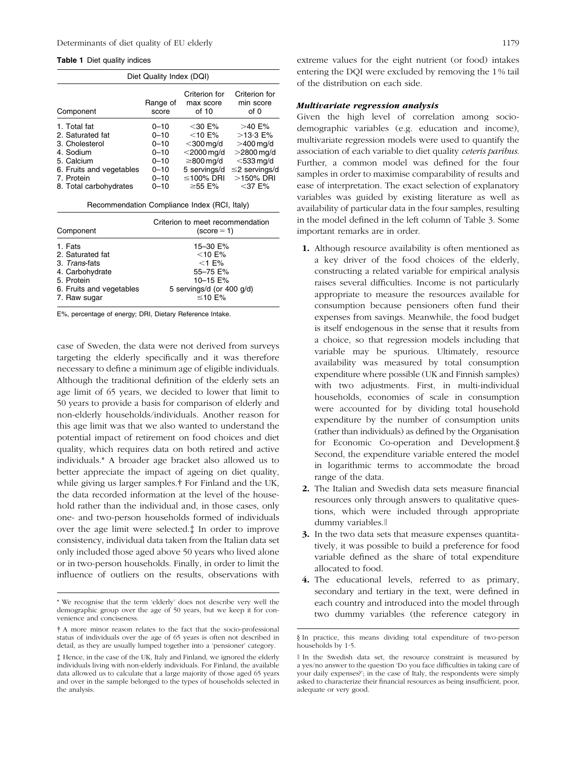**Table 1** Diet quality indices

Diet Quality Index (DQI)

| Component | Range of score | Criterion for max score of 10 | Criterion for min score of 0 |
|---|---|---|---|
| 1. Total fat | 0–10 | <30 E% | >40 E% |
| 2. Saturated fat | 0–10 | <10 E% | >13·3 E% |
| 3. Cholesterol | 0–10 | <300 mg/d | >400 mg/d |
| 4. Sodium | 0–10 | <2000 mg/d | >2800 mg/d |
| 5. Calcium | 0–10 | ≥800 mg/d | <533 mg/d |
| 6. Fruits and vegetables | 0–10 | 5 servings/d | ≤2 servings/d |
| 7. Protein | 0–10 | ≤100% DRI | >150% DRI |
| 8. Total carbohydrates | 0–10 | ≥55 E% | <37 E% |

Recommendation Compliance Index (RCI, Italy)

| Component | Criterion to meet recommendation (score = 1) |
|---|---|
| 1. Fats | 15–30 E% |
| 2. Saturated fat | <10 E% |
| 3. *Trans*-fats | <1 E% |
| 4. Carbohydrate | 55–75 E% |
| 5. Protein | 10–15 E% |
| 6. Fruits and vegetables | 5 servings/d (or 400 g/d) |
| 7. Raw sugar | ≤10 E% |

E%, percentage of energy; DRI, Dietary Reference Intake.

case of Sweden, the data were not derived from surveys targeting the elderly specifically and it was therefore necessary to define a minimum age of eligible individuals. Although the traditional definition of the elderly sets an age limit of 65 years, we decided to lower that limit to 50 years to provide a basis for comparison of elderly and non-elderly households/individuals. Another reason for this age limit was that we also wanted to understand the potential impact of retirement on food choices and diet quality, which requires data on both retired and active individuals.* A broader age bracket also allowed us to better appreciate the impact of ageing on diet quality, while giving us larger samples.† For Finland and the UK, the data recorded information at the level of the household rather than the individual and, in those cases, only one- and two-person households formed of individuals over the age limit were selected.‡ In order to improve consistency, individual data taken from the Italian data set only included those aged above 50 years who lived alone or in two-person households. Finally, in order to limit the influence of outliers on the results, observations with extreme values for the eight nutrient (or food) intakes entering the DQI were excluded by removing the 1% tail of the distribution on each side.

### *Multivariate regression analysis*

Given the high level of correlation among socio-demographic variables (e.g. education and income), multivariate regression models were used to quantify the association of each variable to diet quality *ceteris paribus*. Further, a common model was defined for the four samples in order to maximise comparability of results and ease of interpretation. The exact selection of explanatory variables was guided by existing literature as well as availability of particular data in the four samples, resulting in the model defined in the left column of Table 3. Some important remarks are in order.

1. Although resource availability is often mentioned as a key driver of the food choices of the elderly, constructing a related variable for empirical analysis raises several difficulties. Income is not particularly appropriate to measure the resources available for consumption because pensioners often fund their expenses from savings. Meanwhile, the food budget is itself endogenous in the sense that it results from a choice, so that regression models including that variable may be spurious. Ultimately, resource availability was measured by total consumption expenditure where possible (UK and Finnish samples) with two adjustments. First, in multi-individual households, economies of scale in consumption were accounted for by dividing total household expenditure by the number of consumption units (rather than individuals) as defined by the Organisation for Economic Co-operation and Development.§ Second, the expenditure variable entered the model in logarithmic terms to accommodate the broad range of the data.
2. The Italian and Swedish data sets measure financial resources only through answers to qualitative questions, which were included through appropriate dummy variables.‖
3. In the two data sets that measure expenses quantitatively, it was possible to build a preference for food variable defined as the share of total expenditure allocated to food.
4. The educational levels, referred to as primary, secondary and tertiary in the text, were defined in each country and introduced into the model through two dummy variables (the reference category in

---

* We recognise that the term 'elderly' does not describe very well the demographic group over the age of 50 years, but we keep it for convenience and conciseness.

† A more minor reason relates to the fact that the socio-professional status of individuals over the age of 65 years is often not described in detail, as they are usually lumped together into a 'pensioner' category.

‡ Hence, in the case of the UK, Italy and Finland, we ignored the elderly individuals living with non-elderly individuals. For Finland, the available data allowed us to calculate that a large majority of those aged 65 years and over in the sample belonged to the types of households selected in the analysis.

§ In practice, this means dividing total expenditure of two-person households by 1·5.

‖ In the Swedish data set, the resource constraint is measured by a yes/no answer to the question 'Do you face difficulties in taking care of your daily expenses?'; in the case of Italy, the respondents were simply asked to characterize their financial resources as being insufficient, poor, adequate or very good.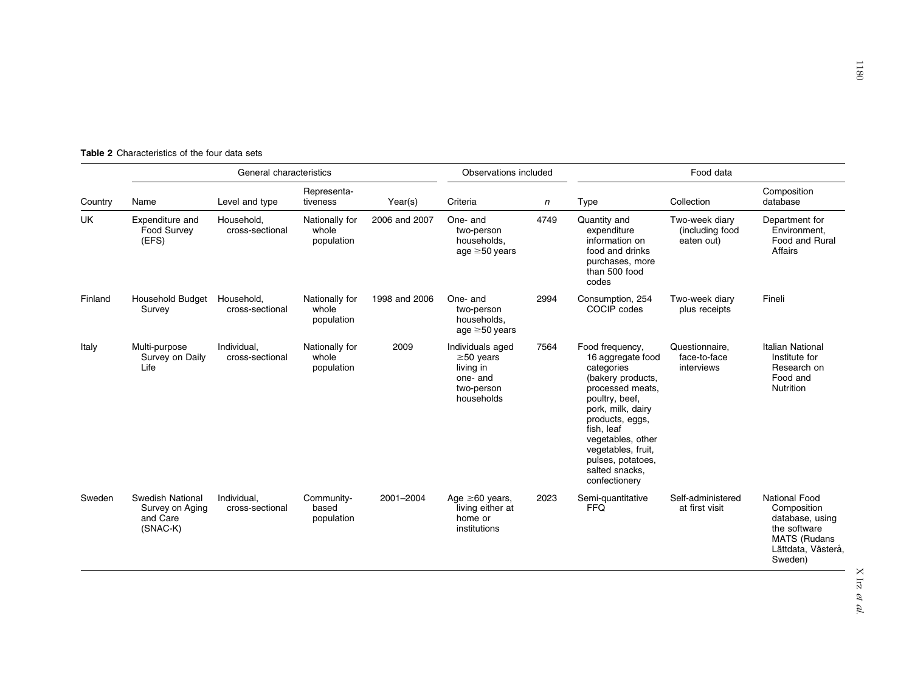**Table 2** Characteristics of the four data sets

| | General characteristics | | | | Observations included | | Food data | | |
|---|---|---|---|---|---|---|---|---|---|
| Country | Name | Level and type | Representa-tiveness | Year(s) | Criteria | *n* | Type | Collection | Composition database |
| UK | Expenditure and Food Survey (EFS) | Household, cross-sectional | Nationally for whole population | 2006 and 2007 | One- and two-person households, age ≥50 years | 4749 | Quantity and expenditure information on food and drinks purchases, more than 500 food codes | Two-week diary (including food eaten out) | Department for Environment, Food and Rural Affairs |
| Finland | Household Budget Survey | Household, cross-sectional | Nationally for whole population | 1998 and 2006 | One- and two-person households, age ≥50 years | 2994 | Consumption, 254 COCIP codes | Two-week diary plus receipts | Fineli |
| Italy | Multi-purpose Survey on Daily Life | Individual, cross-sectional | Nationally for whole population | 2009 | Individuals aged ≥50 years living in one- and two-person households | 7564 | Food frequency, 16 aggregate food categories (bakery products, processed meats, poultry, beef, pork, milk, dairy products, eggs, fish, leaf vegetables, other vegetables, fruit, pulses, potatoes, salted snacks, confectionery | Questionnaire, face-to-face interviews | Italian National Institute for Research on Food and Nutrition |
| Sweden | Swedish National Survey on Aging and Care (SNAC-K) | Individual, cross-sectional | Community-based population | 2001–2004 | Age ≥60 years, living either at home or institutions | 2023 | Semi-quantitative FFQ | Self-administered at first visit | National Food Composition database, using the software MATS (Rudans Lättdata, Västerå, Sweden) |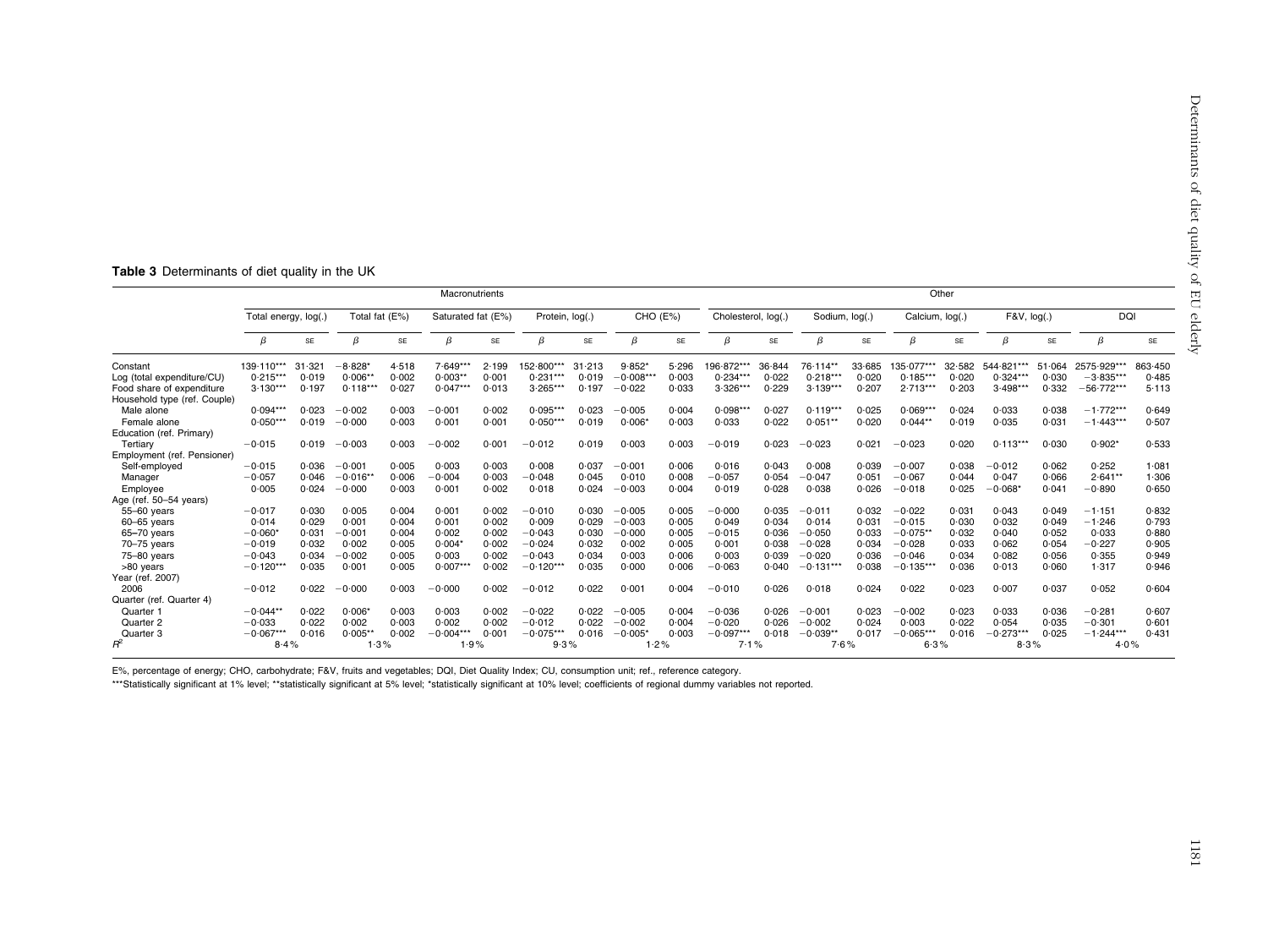**Table 3** Determinants of diet quality in the UK

| | Macronutrients | | | | | | | | | | Other | | | | | | | | | |
|---|---|---|---|---|---|---|---|---|---|---|---|---|---|---|---|---|---|---|---|---|
| | Total energy, log(.) | | Total fat (E%) | | Saturated fat (E%) | | Protein, log(.) | | CHO (E%) | | Cholesterol, log(.) | | Sodium, log(.) | | Calcium, log(.) | | F&V, log(.) | | DQI | |
| | β | SE | β | SE | β | SE | β | SE | β | SE | β | SE | β | SE | β | SE | β | SE | β | SE |
| Constant | 139·110*** | 31·321 | −8·828* | 4·518 | 7·649*** | 2·199 | 152·800*** | 31·213 | 9·852* | 5·296 | 196·872*** | 36·844 | 76·114** | 33·685 | 135·077*** | 32·582 | 544·821*** | 51·064 | 2575·929*** | 863·450 |
| Log (total expenditure/CU) | 0·215*** | 0·019 | 0·006** | 0·002 | 0·003** | 0·001 | 0·231*** | 0·019 | −0·008*** | 0·003 | 0·234*** | 0·022 | 0·218*** | 0·020 | 0·185*** | 0·020 | 0·324*** | 0·030 | −3·835*** | 0·485 |
| Food share of expenditure | 3·130*** | 0·197 | 0·118*** | 0·027 | 0·047*** | 0·013 | 3·265*** | 0·197 | −0·022 | 0·033 | 3·326*** | 0·229 | 3·139*** | 0·207 | 2·713*** | 0·203 | 3·498*** | 0·332 | −56·772*** | 5·113 |
| Household type (ref. Couple) | | | | | | | | | | | | | | | | | | | | |
| Male alone | 0·094*** | 0·023 | −0·002 | 0·003 | −0·001 | 0·002 | 0·095*** | 0·023 | −0·005 | 0·004 | 0·098*** | 0·027 | 0·119*** | 0·025 | 0·069*** | 0·024 | 0·033 | 0·038 | −1·772*** | 0·649 |
| Female alone | 0·050*** | 0·019 | −0·000 | 0·003 | 0·001 | 0·001 | 0·050*** | 0·019 | 0·006* | 0·003 | 0·033 | 0·022 | 0·051** | 0·020 | 0·044** | 0·019 | 0·035 | 0·031 | −1·443*** | 0·507 |
| Education (ref. Primary) | | | | | | | | | | | | | | | | | | | | |
| Tertiary | −0·015 | 0·019 | −0·003 | 0·003 | −0·002 | 0·001 | −0·012 | 0·019 | 0·003 | 0·003 | −0·019 | 0·023 | −0·023 | 0·021 | −0·023 | 0·020 | 0·113*** | 0·030 | 0·902* | 0·533 |
| Employment (ref. Pensioner) | | | | | | | | | | | | | | | | | | | | |
| Self-employed | −0·015 | 0·036 | −0·001 | 0·005 | 0·003 | 0·003 | 0·008 | 0·037 | −0·001 | 0·006 | 0·016 | 0·043 | 0·008 | 0·039 | −0·007 | 0·038 | −0·012 | 0·062 | 0·252 | 1·081 |
| Manager | −0·057 | 0·046 | −0·016** | 0·006 | −0·004 | 0·003 | −0·048 | 0·045 | 0·010 | 0·008 | −0·057 | 0·054 | −0·047 | 0·051 | −0·067 | 0·044 | 0·047 | 0·066 | 2·641** | 1·306 |
| Employee | 0·005 | 0·024 | −0·000 | 0·003 | 0·001 | 0·002 | 0·018 | 0·024 | −0·003 | 0·004 | 0·019 | 0·028 | 0·038 | 0·026 | −0·018 | 0·025 | −0·068* | 0·041 | −0·890 | 0·650 |
| Age (ref. 50–54 years) | | | | | | | | | | | | | | | | | | | | |
| 55–60 years | −0·017 | 0·030 | 0·005 | 0·004 | 0·001 | 0·002 | −0·010 | 0·030 | −0·005 | 0·005 | −0·000 | 0·035 | −0·011 | 0·032 | −0·022 | 0·031 | 0·043 | 0·049 | −1·151 | 0·832 |
| 60–65 years | 0·014 | 0·029 | 0·001 | 0·004 | 0·001 | 0·002 | 0·009 | 0·029 | −0·003 | 0·005 | 0·049 | 0·034 | 0·014 | 0·031 | −0·015 | 0·030 | 0·032 | 0·049 | −1·246 | 0·793 |
| 65–70 years | −0·060* | 0·031 | −0·001 | 0·004 | 0·002 | 0·002 | −0·043 | 0·030 | −0·000 | 0·005 | −0·015 | 0·036 | −0·050 | 0·033 | −0·075** | 0·032 | 0·040 | 0·052 | 0·033 | 0·880 |
| 70–75 years | −0·019 | 0·032 | 0·002 | 0·005 | 0·004* | 0·002 | −0·024 | 0·032 | 0·002 | 0·005 | 0·001 | 0·038 | −0·028 | 0·034 | −0·028 | 0·033 | 0·062 | 0·054 | −0·227 | 0·905 |
| 75–80 years | −0·043 | 0·034 | −0·002 | 0·005 | 0·003 | 0·002 | −0·043 | 0·034 | 0·003 | 0·006 | 0·003 | 0·039 | −0·020 | 0·036 | −0·046 | 0·034 | 0·082 | 0·056 | 0·355 | 0·949 |
| >80 years | −0·120*** | 0·035 | 0·001 | 0·005 | 0·007*** | 0·002 | −0·120*** | 0·035 | 0·000 | 0·006 | −0·063 | 0·040 | −0·131*** | 0·038 | −0·135*** | 0·036 | 0·013 | 0·060 | 1·317 | 0·946 |
| Year (ref. 2007) | | | | | | | | | | | | | | | | | | | | |
| 2006 | −0·012 | 0·022 | −0·000 | 0·003 | −0·000 | 0·002 | −0·012 | 0·022 | 0·001 | 0·004 | −0·010 | 0·026 | 0·018 | 0·024 | 0·022 | 0·023 | 0·007 | 0·037 | 0·052 | 0·604 |
| Quarter (ref. Quarter 4) | | | | | | | | | | | | | | | | | | | | |
| Quarter 1 | −0·044** | 0·022 | 0·006* | 0·003 | 0·003 | 0·002 | −0·022 | 0·022 | −0·005 | 0·004 | −0·036 | 0·026 | −0·001 | 0·023 | −0·002 | 0·023 | 0·033 | 0·036 | −0·281 | 0·607 |
| Quarter 2 | −0·033 | 0·022 | 0·002 | 0·003 | 0·002 | 0·002 | −0·012 | 0·022 | −0·002 | 0·004 | −0·020 | 0·026 | −0·002 | 0·024 | 0·003 | 0·022 | 0·054 | 0·035 | −0·301 | 0·601 |
| Quarter 3 | −0·067*** | 0·016 | 0·005** | 0·002 | −0·004*** | 0·001 | −0·075*** | 0·016 | −0·005* | 0·003 | −0·097*** | 0·018 | −0·039** | 0·017 | −0·065*** | 0·016 | −0·273*** | 0·025 | −1·244*** | 0·431 |
| $R^2$ | 8·4% | | 1·3% | | 1·9% | | 9·3% | | 1·2% | | 7·1% | | 7·6% | | 6·3% | | 8·3% | | 4·0% | |

E%, percentage of energy; CHO, carbohydrate; F&V, fruits and vegetables; DQI, Diet Quality Index; CU, consumption unit; ref., reference category.

***Statistically significant at 1% level; **statistically significant at 5% level; *statistically significant at 10% level; coefficients of regional dummy variables not reported.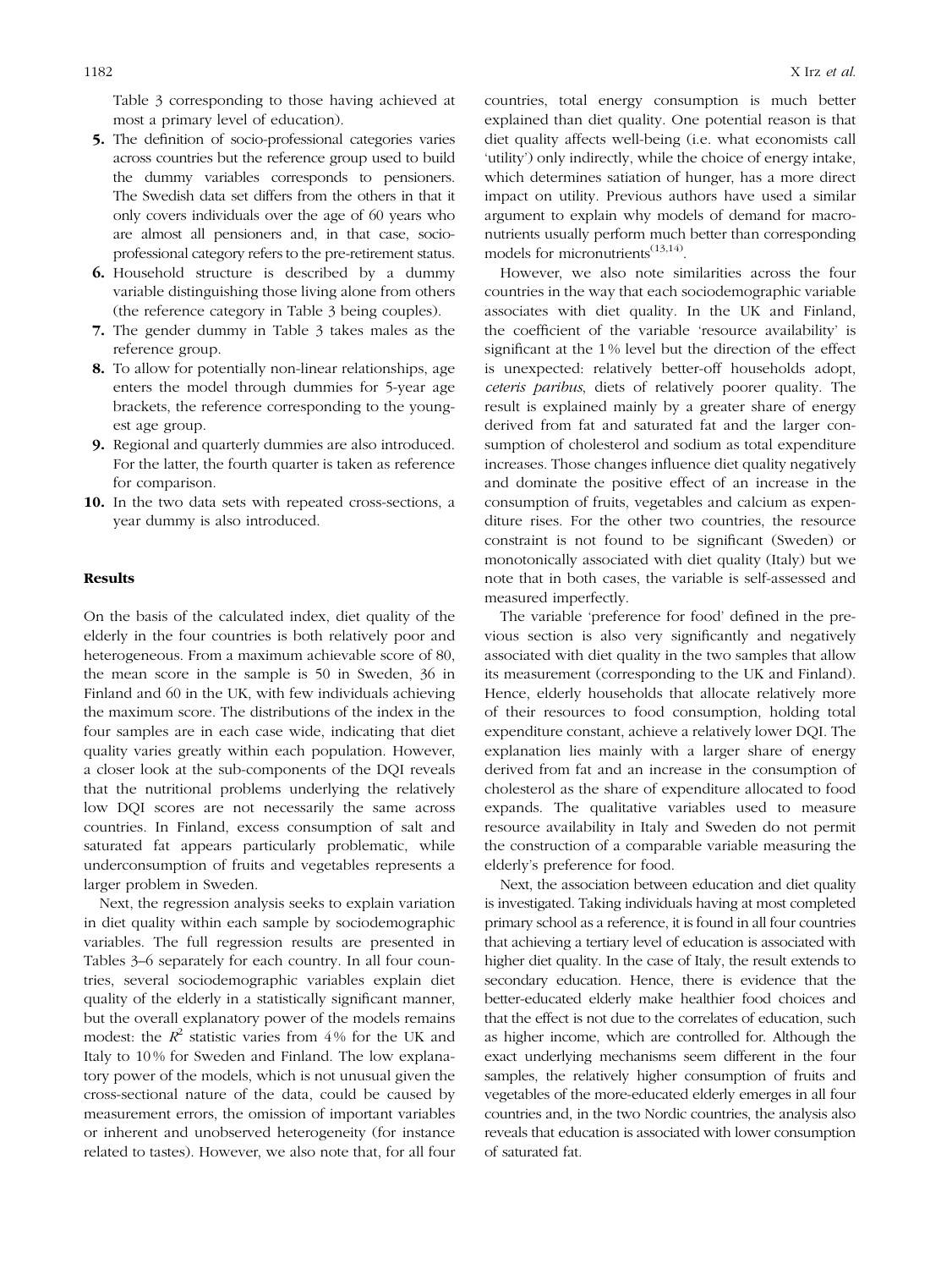Table 3 corresponding to those having achieved at most a primary level of education).

5. The definition of socio-professional categories varies across countries but the reference group used to build the dummy variables corresponds to pensioners. The Swedish data set differs from the others in that it only covers individuals over the age of 60 years who are almost all pensioners and, in that case, socio-professional category refers to the pre-retirement status.
6. Household structure is described by a dummy variable distinguishing those living alone from others (the reference category in Table 3 being couples).
7. The gender dummy in Table 3 takes males as the reference group.
8. To allow for potentially non-linear relationships, age enters the model through dummies for 5-year age brackets, the reference corresponding to the youngest age group.
9. Regional and quarterly dummies are also introduced. For the latter, the fourth quarter is taken as reference for comparison.
10. In the two data sets with repeated cross-sections, a year dummy is also introduced.

## Results

On the basis of the calculated index, diet quality of the elderly in the four countries is both relatively poor and heterogeneous. From a maximum achievable score of 80, the mean score in the sample is 50 in Sweden, 36 in Finland and 60 in the UK, with few individuals achieving the maximum score. The distributions of the index in the four samples are in each case wide, indicating that diet quality varies greatly within each population. However, a closer look at the sub-components of the DQI reveals that the nutritional problems underlying the relatively low DQI scores are not necessarily the same across countries. In Finland, excess consumption of salt and saturated fat appears particularly problematic, while underconsumption of fruits and vegetables represents a larger problem in Sweden.

Next, the regression analysis seeks to explain variation in diet quality within each sample by sociodemographic variables. The full regression results are presented in Tables 3–6 separately for each country. In all four countries, several sociodemographic variables explain diet quality of the elderly in a statistically significant manner, but the overall explanatory power of the models remains modest: the $R^2$ statistic varies from 4 % for the UK and Italy to 10 % for Sweden and Finland. The low explanatory power of the models, which is not unusual given the cross-sectional nature of the data, could be caused by measurement errors, the omission of important variables or inherent and unobserved heterogeneity (for instance related to tastes). However, we also note that, for all four countries, total energy consumption is much better explained than diet quality. One potential reason is that diet quality affects well-being (i.e. what economists call 'utility') only indirectly, while the choice of energy intake, which determines satiation of hunger, has a more direct impact on utility. Previous authors have used a similar argument to explain why models of demand for macronutrients usually perform much better than corresponding models for micronutrients[13,14].

However, we also note similarities across the four countries in the way that each sociodemographic variable associates with diet quality. In the UK and Finland, the coefficient of the variable 'resource availability' is significant at the 1 % level but the direction of the effect is unexpected: relatively better-off households adopt, *ceteris paribus*, diets of relatively poorer quality. The result is explained mainly by a greater share of energy derived from fat and saturated fat and the larger consumption of cholesterol and sodium as total expenditure increases. Those changes influence diet quality negatively and dominate the positive effect of an increase in the consumption of fruits, vegetables and calcium as expenditure rises. For the other two countries, the resource constraint is not found to be significant (Sweden) or monotonically associated with diet quality (Italy) but we note that in both cases, the variable is self-assessed and measured imperfectly.

The variable 'preference for food' defined in the previous section is also very significantly and negatively associated with diet quality in the two samples that allow its measurement (corresponding to the UK and Finland). Hence, elderly households that allocate relatively more of their resources to food consumption, holding total expenditure constant, achieve a relatively lower DQI. The explanation lies mainly with a larger share of energy derived from fat and an increase in the consumption of cholesterol as the share of expenditure allocated to food expands. The qualitative variables used to measure resource availability in Italy and Sweden do not permit the construction of a comparable variable measuring the elderly's preference for food.

Next, the association between education and diet quality is investigated. Taking individuals having at most completed primary school as a reference, it is found in all four countries that achieving a tertiary level of education is associated with higher diet quality. In the case of Italy, the result extends to secondary education. Hence, there is evidence that the better-educated elderly make healthier food choices and that the effect is not due to the correlates of education, such as higher income, which are controlled for. Although the exact underlying mechanisms seem different in the four samples, the relatively higher consumption of fruits and vegetables of the more-educated elderly emerges in all four countries and, in the two Nordic countries, the analysis also reveals that education is associated with lower consumption of saturated fat.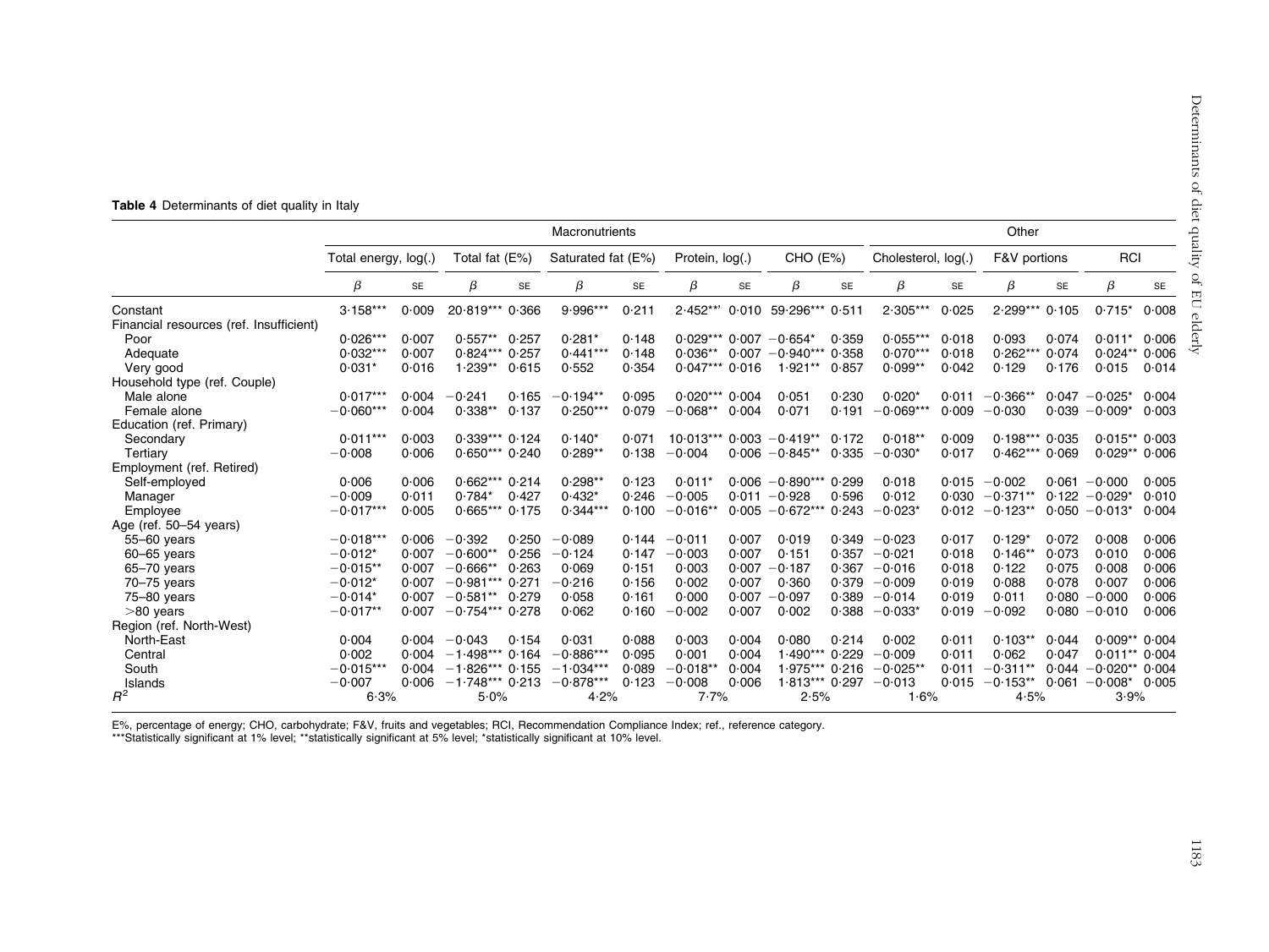**Table 4** Determinants of diet quality in Italy

| | Macronutrients | | | | | | | | | | Other | | | | | |
|---|---|---|---|---|---|---|---|---|---|---|---|---|---|---|---|---|
| | Total energy, log(.) | | Total fat (E%) | | Saturated fat (E%) | | Protein, log(.) | | CHO (E%) | | Cholesterol, log(.) | | F&V portions | | RCI | |
| | β | SE | β | SE | β | SE | β | SE | β | SE | β | SE | β | SE | β | SE |
| Constant | 3·158*** | 0·009 | 20·819*** | 0·366 | 9·996*** | 0·211 | 2·452**' | 0·010 | 59·296*** | 0·511 | 2·305*** | 0·025 | 2·299*** | 0·105 | 0·715* | 0·008 |
| Financial resources (ref. Insufficient) | | | | | | | | | | | | | | | | |
| Poor | 0·026*** | 0·007 | 0·557** | 0·257 | 0·281* | 0·148 | 0·029*** | 0·007 | −0·654* | 0·359 | 0·055*** | 0·018 | 0·093 | 0·074 | 0·011* | 0·006 |
| Adequate | 0·032*** | 0·007 | 0·824*** | 0·257 | 0·441*** | 0·148 | 0·036** | 0·007 | −0·940*** | 0·358 | 0·070*** | 0·018 | 0·262*** | 0·074 | 0·024** | 0·006 |
| Very good | 0·031* | 0·016 | 1·239** | 0·615 | 0·552 | 0·354 | 0·047*** | 0·016 | 1·921** | 0·857 | 0·099** | 0·042 | 0·129 | 0·176 | 0·015 | 0·014 |
| Household type (ref. Couple) | | | | | | | | | | | | | | | | |
| Male alone | 0·017*** | 0·004 | −0·241 | 0·165 | −0·194** | 0·095 | 0·020*** | 0·004 | 0·051 | 0·230 | 0·020* | 0·011 | −0·366** | 0·047 | −0·025* | 0·004 |
| Female alone | −0·060*** | 0·004 | 0·338** | 0·137 | 0·250*** | 0·079 | −0·068** | 0·004 | 0·071 | 0·191 | −0·069*** | 0·009 | −0·030 | 0·039 | −0·009* | 0·003 |
| Education (ref. Primary) | | | | | | | | | | | | | | | | |
| Secondary | 0·011*** | 0·003 | 0·339*** | 0·124 | 0·140* | 0·071 | 10·013*** | 0·003 | −0·419** | 0·172 | 0·018** | 0·009 | 0·198*** | 0·035 | 0·015** | 0·003 |
| Tertiary | −0·008 | 0·006 | 0·650*** | 0·240 | 0·289** | 0·138 | −0·004 | 0·006 | −0·845** | 0·335 | −0·030* | 0·017 | 0·462*** | 0·069 | 0·029** | 0·006 |
| Employment (ref. Retired) | | | | | | | | | | | | | | | | |
| Self-employed | 0·006 | 0·006 | 0·662*** | 0·214 | 0·298** | 0·123 | 0·011* | 0·006 | −0·890*** | 0·299 | 0·018 | 0·015 | −0·002 | 0·061 | −0·000 | 0·005 |
| Manager | −0·009 | 0·011 | 0·784* | 0·427 | 0·432* | 0·246 | −0·005 | 0·011 | −0·928 | 0·596 | 0·012 | 0·030 | −0·371** | 0·122 | −0·029* | 0·010 |
| Employee | −0·017*** | 0·005 | 0·665*** | 0·175 | 0·344*** | 0·100 | −0·016** | 0·005 | −0·672*** | 0·243 | −0·023* | 0·012 | −0·123** | 0·050 | −0·013* | 0·004 |
| Age (ref. 50–54 years) | | | | | | | | | | | | | | | | |
| 55–60 years | −0·018*** | 0·006 | −0·392 | 0·250 | −0·089 | 0·144 | −0·011 | 0·007 | 0·019 | 0·349 | −0·023 | 0·017 | 0·129* | 0·072 | 0·008 | 0·006 |
| 60–65 years | −0·012* | 0·007 | −0·600** | 0·256 | −0·124 | 0·147 | −0·003 | 0·007 | 0·151 | 0·357 | −0·021 | 0·018 | 0·146** | 0·073 | 0·010 | 0·006 |
| 65–70 years | −0·015** | 0·007 | −0·666** | 0·263 | 0·069 | 0·151 | 0·003 | 0·007 | −0·187 | 0·367 | −0·016 | 0·018 | 0·122 | 0·075 | 0·008 | 0·006 |
| 70–75 years | −0·012* | 0·007 | −0·981*** | 0·271 | −0·216 | 0·156 | 0·002 | 0·007 | 0·360 | 0·379 | −0·009 | 0·019 | 0·088 | 0·078 | 0·007 | 0·006 |
| 75–80 years | −0·014* | 0·007 | −0·581** | 0·279 | 0·058 | 0·161 | 0·000 | 0·007 | −0·097 | 0·389 | −0·014 | 0·019 | 0·011 | 0·080 | −0·000 | 0·006 |
| >80 years | −0·017** | 0·007 | −0·754*** | 0·278 | 0·062 | 0·160 | −0·002 | 0·007 | 0·002 | 0·388 | −0·033* | 0·019 | −0·092 | 0·080 | −0·010 | 0·006 |
| Region (ref. North-West) | | | | | | | | | | | | | | | | |
| North-East | 0·004 | 0·004 | −0·043 | 0·154 | 0·031 | 0·088 | 0·003 | 0·004 | 0·080 | 0·214 | 0·002 | 0·011 | 0·103** | 0·044 | 0·009** | 0·004 |
| Central | 0·002 | 0·004 | −1·498*** | 0·164 | −0·886*** | 0·095 | 0·001 | 0·004 | 1·490*** | 0·229 | −0·009 | 0·011 | 0·062 | 0·047 | 0·011** | 0·004 |
| South | −0·015*** | 0·004 | −1·826*** | 0·155 | −1·034*** | 0·089 | −0·018** | 0·004 | 1·975*** | 0·216 | −0·025** | 0·011 | −0·311** | 0·044 | −0·020** | 0·004 |
| Islands | −0·007 | 0·006 | −1·748*** | 0·213 | −0·878*** | 0·123 | −0·008 | 0·006 | 1·813*** | 0·297 | −0·013 | 0·015 | −0·153** | 0·061 | −0·008* | 0·005 |
| $R^2$ | 6·3% | | 5·0% | | 4·2% | | 7·7% | | 2·5% | | 1·6% | | 4·5% | | 3·9% | |

E%, percentage of energy; CHO, carbohydrate; F&V, fruits and vegetables; RCI, Recommendation Compliance Index; ref., reference category.
***Statistically significant at 1% level; **statistically significant at 5% level; *statistically significant at 10% level.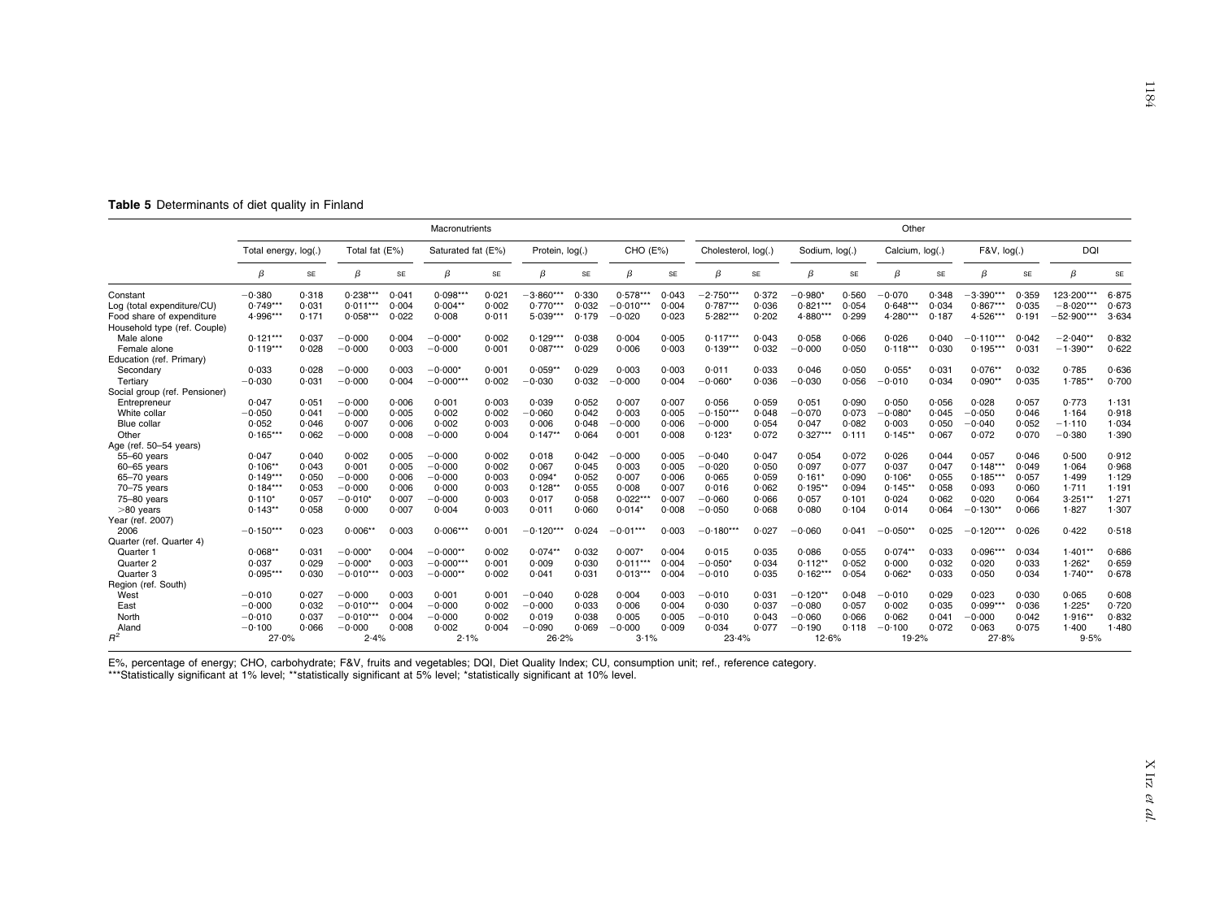**Table 5** Determinants of diet quality in Finland

| | Macronutrients | | | | | | | | | | Other | | | | | | | | | | | |
|---|---|---|---|---|---|---|---|---|---|---|---|---|---|---|---|---|---|---|---|---|---|---|
| | Total energy, log(.) | | Total fat (E%) | | Saturated fat (E%) | | Protein, log(.) | | CHO (E%) | | Cholesterol, log(.) | | Sodium, log(.) | | Calcium, log(.) | | F&V, log(.) | | DQI | | | |
| | β | SE | β | SE | β | SE | β | SE | β | SE | β | SE | β | SE | β | SE | β | SE | β | SE | | |
| Constant | −0·380 | 0·318 | 0·238*** | 0·041 | 0·098*** | 0·021 | −3·860*** | 0·330 | 0·578*** | 0·043 | −2·750*** | 0·372 | −0·980* | 0·560 | −0·070 | 0·348 | −3·390*** | 0·359 | 123·200*** | 6·875 | | |
| Log (total expenditure/CU) | 0·749*** | 0·031 | 0·011*** | 0·004 | 0·004** | 0·002 | 0·770*** | 0·032 | −0·010*** | 0·004 | 0·787*** | 0·036 | 0·821*** | 0·054 | 0·648*** | 0·034 | 0·867*** | 0·035 | −8·020*** | 0·673 | | |
| Food share of expenditure | 4·996*** | 0·171 | 0·058*** | 0·022 | 0·008 | 0·011 | 5·039*** | 0·179 | −0·020 | 0·023 | 5·282*** | 0·202 | 4·880*** | 0·299 | 4·280*** | 0·187 | 4·526*** | 0·191 | −52·900*** | 3·634 | | |
| Household type (ref. Couple) | | | | | | | | | | | | | | | | | | | | | | |
| Male alone | 0·121*** | 0·037 | −0·000 | 0·004 | −0·000* | 0·002 | 0·129*** | 0·038 | 0·004 | 0·005 | 0·117*** | 0·043 | 0·058 | 0·066 | 0·026 | 0·040 | −0·110*** | 0·042 | −2·040** | 0·832 | | |
| Female alone | 0·119*** | 0·028 | −0·000 | 0·003 | −0·000 | 0·001 | 0·087*** | 0·029 | 0·006 | 0·003 | 0·139*** | 0·032 | −0·000 | 0·050 | 0·118*** | 0·030 | 0·195*** | 0·031 | −1·390** | 0·622 | | |
| Education (ref. Primary) | | | | | | | | | | | | | | | | | | | | | | |
| Secondary | 0·033 | 0·028 | −0·000 | 0·003 | −0·000* | 0·001 | 0·059** | 0·029 | 0·003 | 0·003 | 0·011 | 0·033 | 0·046 | 0·050 | 0·055* | 0·031 | 0·076** | 0·032 | 0·785 | 0·636 | | |
| Tertiary | −0·030 | 0·031 | −0·000 | 0·004 | −0·000*** | 0·002 | −0·030 | 0·032 | −0·000 | 0·004 | −0·060* | 0·036 | −0·030 | 0·056 | −0·010 | 0·034 | 0·090** | 0·035 | 1·785** | 0·700 | | |
| Social group (ref. Pensioner) | | | | | | | | | | | | | | | | | | | | | | |
| Entrepreneur | 0·047 | 0·051 | −0·000 | 0·006 | 0·001 | 0·003 | 0·039 | 0·052 | 0·007 | 0·007 | 0·056 | 0·059 | 0·051 | 0·090 | 0·050 | 0·056 | 0·028 | 0·057 | 0·773 | 1·131 | | |
| White collar | −0·050 | 0·041 | −0·000 | 0·005 | 0·002 | 0·002 | −0·060 | 0·042 | 0·003 | 0·005 | −0·150*** | 0·048 | −0·070 | 0·073 | −0·080* | 0·045 | −0·050 | 0·046 | 1·164 | 0·918 | | |
| Blue collar | 0·052 | 0·046 | 0·007 | 0·006 | 0·002 | 0·003 | 0·006 | 0·048 | −0·000 | 0·006 | −0·000 | 0·054 | 0·047 | 0·082 | 0·003 | 0·050 | −0·040 | 0·052 | −1·110 | 1·034 | | |
| Other | 0·165*** | 0·062 | −0·000 | 0·008 | −0·000 | 0·004 | 0·147** | 0·064 | 0·001 | 0·008 | 0·123* | 0·072 | 0·327*** | 0·111 | 0·145** | 0·067 | 0·072 | 0·070 | −0·380 | 1·390 | | |
| Age (ref. 50–54 years) | | | | | | | | | | | | | | | | | | | | | | |
| 55–60 years | 0·047 | 0·040 | 0·002 | 0·005 | −0·000 | 0·002 | 0·018 | 0·042 | −0·000 | 0·005 | −0·040 | 0·047 | 0·054 | 0·072 | 0·026 | 0·044 | 0·057 | 0·046 | 0·500 | 0·912 | | |
| 60–65 years | 0·106** | 0·043 | 0·001 | 0·005 | −0·000 | 0·002 | 0·067 | 0·045 | 0·003 | 0·005 | −0·020 | 0·050 | 0·097 | 0·077 | 0·037 | 0·047 | 0·148*** | 0·049 | 1·064 | 0·968 | | |
| 65–70 years | 0·149*** | 0·050 | −0·000 | 0·006 | −0·000 | 0·003 | 0·094* | 0·052 | 0·007 | 0·006 | 0·065 | 0·059 | 0·161* | 0·090 | 0·106* | 0·055 | 0·185*** | 0·057 | 1·499 | 1·129 | | |
| 70–75 years | 0·184*** | 0·053 | −0·000 | 0·006 | 0·000 | 0·003 | 0·128** | 0·055 | 0·008 | 0·007 | 0·016 | 0·062 | 0·195** | 0·094 | 0·145** | 0·058 | 0·093 | 0·060 | 1·711 | 1·191 | | |
| 75–80 years | 0·110* | 0·057 | −0·010* | 0·007 | −0·000 | 0·003 | 0·017 | 0·058 | 0·022*** | 0·007 | −0·060 | 0·066 | 0·057 | 0·101 | 0·024 | 0·062 | 0·020 | 0·064 | 3·251** | 1·271 | | |
| >80 years | 0·143** | 0·058 | 0·000 | 0·007 | 0·004 | 0·003 | 0·011 | 0·060 | 0·014* | 0·008 | −0·050 | 0·068 | 0·080 | 0·104 | 0·014 | 0·064 | −0·130** | 0·066 | 1·827 | 1·307 | | |
| Year (ref. 2007) | | | | | | | | | | | | | | | | | | | | | | |
| 2006 | −0·150*** | 0·023 | 0·006** | 0·003 | 0·006*** | 0·001 | −0·120*** | 0·024 | −0·01*** | 0·003 | −0·180*** | 0·027 | −0·060 | 0·041 | −0·050** | 0·025 | −0·120*** | 0·026 | 0·422 | 0·518 | | |
| Quarter (ref. Quarter 4) | | | | | | | | | | | | | | | | | | | | | | |
| Quarter 1 | 0·068** | 0·031 | −0·000* | 0·004 | −0·000** | 0·002 | 0·074** | 0·032 | 0·007* | 0·004 | 0·015 | 0·035 | 0·086 | 0·055 | 0·074** | 0·033 | 0·096*** | 0·034 | 1·401** | 0·686 | | |
| Quarter 2 | 0·037 | 0·029 | −0·000* | 0·003 | −0·000*** | 0·001 | 0·009 | 0·030 | 0·011*** | 0·004 | −0·050* | 0·034 | 0·112** | 0·052 | 0·000 | 0·032 | 0·020 | 0·033 | 1·262* | 0·659 | | |
| Quarter 3 | 0·095*** | 0·030 | −0·010*** | 0·003 | −0·000** | 0·002 | 0·041 | 0·031 | 0·013*** | 0·004 | −0·010 | 0·035 | 0·162*** | 0·054 | 0·062* | 0·033 | 0·050 | 0·034 | 1·740** | 0·678 | | |
| Region (ref. South) | | | | | | | | | | | | | | | | | | | | | | |
| West | −0·010 | 0·027 | −0·000 | 0·003 | 0·001 | 0·001 | −0·040 | 0·028 | 0·004 | 0·003 | −0·010 | 0·031 | −0·120** | 0·048 | −0·010 | 0·029 | 0·023 | 0·030 | 0·065 | 0·608 | | |
| East | −0·000 | 0·032 | −0·010*** | 0·004 | −0·000 | 0·002 | −0·000 | 0·033 | 0·006 | 0·004 | 0·030 | 0·037 | −0·080 | 0·057 | 0·002 | 0·035 | 0·099*** | 0·036 | 1·225* | 0·720 | | |
| North | −0·010 | 0·037 | −0·010*** | 0·004 | −0·000 | 0·002 | 0·019 | 0·038 | 0·005 | 0·005 | −0·010 | 0·043 | −0·060 | 0·066 | 0·062 | 0·041 | −0·000 | 0·042 | 1·916** | 0·832 | | |
| Aland | −0·100 | 0·066 | −0·000 | 0·008 | 0·002 | 0·004 | −0·090 | 0·069 | −0·000 | 0·009 | 0·034 | 0·077 | −0·190 | 0·118 | −0·100 | 0·072 | 0·063 | 0·075 | 1·400 | 1·480 | | |
| $R^2$ | 27·0% | | 2·4% | | 2·1% | | 26·2% | | 3·1% | | 23·4% | | 12·6% | | 19·2% | | 27·8% | | 9·5% | | | |

E%, percentage of energy; CHO, carbohydrate; F&V, fruits and vegetables; DQI, Diet Quality Index; CU, consumption unit; ref., reference category.
***Statistically significant at 1% level; **statistically significant at 5% level; *statistically significant at 10% level.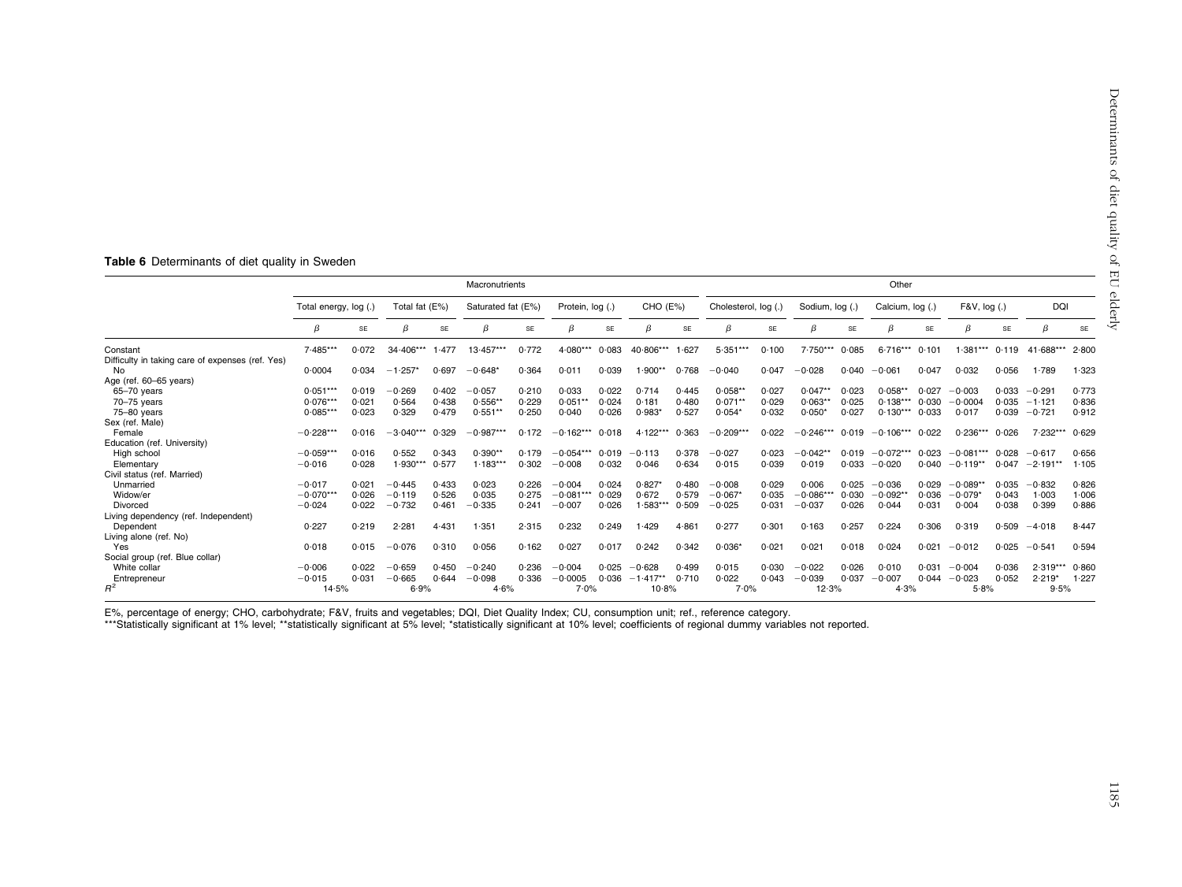**Table 6** Determinants of diet quality in Sweden

| | Macronutrients | | | | | | | | | | Other | | | | | | | | | |
|---|---|---|---|---|---|---|---|---|---|---|---|---|---|---|---|---|---|---|---|---|
| | Total energy, log (.) | | Total fat (E%) | | Saturated fat (E%) | | Protein, log (.) | | CHO (E%) | | Cholesterol, log (.) | | Sodium, log (.) | | Calcium, log (.) | | F&V, log (.) | | DQI | |
| | β | SE | β | SE | β | SE | β | SE | β | SE | β | SE | β | SE | β | SE | β | SE | β | SE |
| Constant | 7·485*** | 0·072 | 34·406*** | 1·477 | 13·457*** | 0·772 | 4·080*** | 0·083 | 40·806*** | 1·627 | 5·351*** | 0·100 | 7·750*** | 0·085 | 6·716*** | 0·101 | 1·381*** | 0·119 | 41·688*** | 2·800 |
| Difficulty in taking care of expenses (ref. Yes) | | | | | | | | | | | | | | | | | | | | |
| No | 0·0004 | 0·034 | −1·257* | 0·697 | −0·648* | 0·364 | 0·011 | 0·039 | 1·900** | 0·768 | −0·040 | 0·047 | −0·028 | 0·040 | −0·061 | 0·047 | 0·032 | 0·056 | 1·789 | 1·323 |
| Age (ref. 60–65 years) | | | | | | | | | | | | | | | | | | | | |
| 65–70 years | 0·051*** | 0·019 | −0·269 | 0·402 | −0·057 | 0·210 | 0·033 | 0·022 | 0·714 | 0·445 | 0·058** | 0·027 | 0·047** | 0·023 | 0·058** | 0·027 | −0·003 | 0·033 | −0·291 | 0·773 |
| 70–75 years | 0·076*** | 0·021 | 0·564 | 0·438 | 0·556** | 0·229 | 0·051** | 0·024 | 0·181 | 0·480 | 0·071** | 0·029 | 0·063** | 0·025 | 0·138*** | 0·030 | −0·0004 | 0·035 | −1·121 | 0·836 |
| 75–80 years | 0·085*** | 0·023 | 0·329 | 0·479 | 0·551** | 0·250 | 0·040 | 0·026 | 0·983* | 0·527 | 0·054* | 0·032 | 0·050* | 0·027 | 0·130*** | 0·033 | 0·017 | 0·039 | −0·721 | 0·912 |
| Sex (ref. Male) | | | | | | | | | | | | | | | | | | | | |
| Female | −0·228*** | 0·016 | −3·040*** | 0·329 | −0·987*** | 0·172 | −0·162*** | 0·018 | 4·122*** | 0·363 | −0·209*** | 0·022 | −0·246*** | 0·019 | −0·106*** | 0·022 | 0·236*** | 0·026 | 7·232*** | 0·629 |
| Education (ref. University) | | | | | | | | | | | | | | | | | | | | |
| High school | −0·059*** | 0·016 | 0·552 | 0·343 | 0·390** | 0·179 | −0·054*** | 0·019 | −0·113 | 0·378 | −0·027 | 0·023 | −0·042** | 0·019 | −0·072*** | 0·023 | −0·081*** | 0·028 | −0·617 | 0·656 |
| Elementary | −0·016 | 0·028 | 1·930*** | 0·577 | 1·183*** | 0·302 | −0·008 | 0·032 | 0·046 | 0·634 | 0·015 | 0·039 | 0·019 | 0·033 | −0·020 | 0·040 | −0·119** | 0·047 | −2·191** | 1·105 |
| Civil status (ref. Married) | | | | | | | | | | | | | | | | | | | | |
| Unmarried | −0·017 | 0·021 | −0·445 | 0·433 | 0·023 | 0·226 | −0·004 | 0·024 | 0·827* | 0·480 | −0·008 | 0·029 | 0·006 | 0·025 | −0·036 | 0·029 | −0·089** | 0·035 | −0·832 | 0·826 |
| Widow/er | −0·070*** | 0·026 | −0·119 | 0·526 | 0·035 | 0·275 | −0·081*** | 0·029 | 0·672 | 0·579 | −0·067* | 0·035 | −0·086*** | 0·030 | −0·092** | 0·036 | −0·079* | 0·043 | 1·003 | 1·006 |
| Divorced | −0·024 | 0·022 | −0·732 | 0·461 | −0·335 | 0·241 | −0·007 | 0·026 | 1·583*** | 0·509 | −0·025 | 0·031 | −0·037 | 0·026 | 0·044 | 0·031 | 0·004 | 0·038 | 0·399 | 0·886 |
| Living dependency (ref. Independent) | | | | | | | | | | | | | | | | | | | | |
| Dependent | 0·227 | 0·219 | 2·281 | 4·431 | 1·351 | 2·315 | 0·232 | 0·249 | 1·429 | 4·861 | 0·277 | 0·301 | 0·163 | 0·257 | 0·224 | 0·306 | 0·319 | 0·509 | −4·018 | 8·447 |
| Living alone (ref. No) | | | | | | | | | | | | | | | | | | | | |
| Yes | 0·018 | 0·015 | −0·076 | 0·310 | 0·056 | 0·162 | 0·027 | 0·017 | 0·242 | 0·342 | 0·036* | 0·021 | 0·021 | 0·018 | 0·024 | 0·021 | −0·012 | 0·025 | −0·541 | 0·594 |
| Social group (ref. Blue collar) | | | | | | | | | | | | | | | | | | | | |
| White collar | −0·006 | 0·022 | −0·659 | 0·450 | −0·240 | 0·236 | −0·004 | 0·025 | −0·628 | 0·499 | 0·015 | 0·030 | −0·022 | 0·026 | 0·010 | 0·031 | −0·004 | 0·036 | 2·319*** | 0·860 |
| Entrepreneur | −0·015 | 0·031 | −0·665 | 0·644 | −0·098 | 0·336 | −0·0005 | 0·036 | −1·417** | 0·710 | 0·022 | 0·043 | −0·039 | 0·037 | −0·007 | 0·044 | −0·023 | 0·052 | 2·219* | 1·227 |
| $R^2$ | 14·5% | | 6·9% | | 4·6% | | 7·0% | | 10·8% | | 7·0% | | 12·3% | | 4·3% | | 5·8% | | 9·5% | |

E%, percentage of energy; CHO, carbohydrate; F&V, fruits and vegetables; DQI, Diet Quality Index; CU, consumption unit; ref., reference category.
***Statistically significant at 1% level; **statistically significant at 5% level; *statistically significant at 10% level; coefficients of regional dummy variables not reported.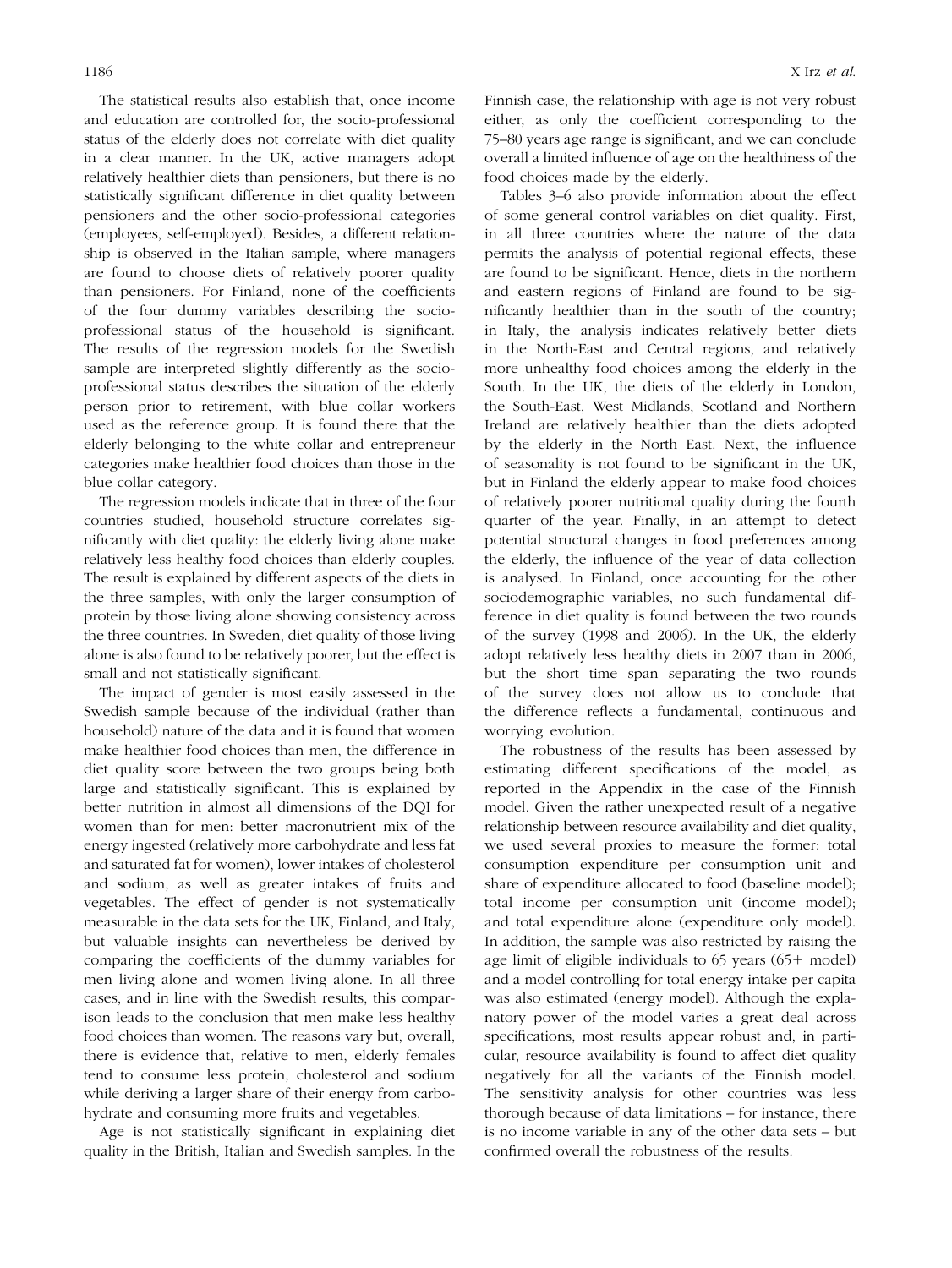The statistical results also establish that, once income and education are controlled for, the socio-professional status of the elderly does not correlate with diet quality in a clear manner. In the UK, active managers adopt relatively healthier diets than pensioners, but there is no statistically significant difference in diet quality between pensioners and the other socio-professional categories (employees, self-employed). Besides, a different relationship is observed in the Italian sample, where managers are found to choose diets of relatively poorer quality than pensioners. For Finland, none of the coefficients of the four dummy variables describing the socio-professional status of the household is significant. The results of the regression models for the Swedish sample are interpreted slightly differently as the socio-professional status describes the situation of the elderly person prior to retirement, with blue collar workers used as the reference group. It is found there that the elderly belonging to the white collar and entrepreneur categories make healthier food choices than those in the blue collar category.

The regression models indicate that in three of the four countries studied, household structure correlates significantly with diet quality: the elderly living alone make relatively less healthy food choices than elderly couples. The result is explained by different aspects of the diets in the three samples, with only the larger consumption of protein by those living alone showing consistency across the three countries. In Sweden, diet quality of those living alone is also found to be relatively poorer, but the effect is small and not statistically significant.

The impact of gender is most easily assessed in the Swedish sample because of the individual (rather than household) nature of the data and it is found that women make healthier food choices than men, the difference in diet quality score between the two groups being both large and statistically significant. This is explained by better nutrition in almost all dimensions of the DQI for women than for men: better macronutrient mix of the energy ingested (relatively more carbohydrate and less fat and saturated fat for women), lower intakes of cholesterol and sodium, as well as greater intakes of fruits and vegetables. The effect of gender is not systematically measurable in the data sets for the UK, Finland, and Italy, but valuable insights can nevertheless be derived by comparing the coefficients of the dummy variables for men living alone and women living alone. In all three cases, and in line with the Swedish results, this comparison leads to the conclusion that men make less healthy food choices than women. The reasons vary but, overall, there is evidence that, relative to men, elderly females tend to consume less protein, cholesterol and sodium while deriving a larger share of their energy from carbohydrate and consuming more fruits and vegetables.

Age is not statistically significant in explaining diet quality in the British, Italian and Swedish samples. In the Finnish case, the relationship with age is not very robust either, as only the coefficient corresponding to the 75–80 years age range is significant, and we can conclude overall a limited influence of age on the healthiness of the food choices made by the elderly.

Tables 3–6 also provide information about the effect of some general control variables on diet quality. First, in all three countries where the nature of the data permits the analysis of potential regional effects, these are found to be significant. Hence, diets in the northern and eastern regions of Finland are found to be significantly healthier than in the south of the country; in Italy, the analysis indicates relatively better diets in the North-East and Central regions, and relatively more unhealthy food choices among the elderly in the South. In the UK, the diets of the elderly in London, the South-East, West Midlands, Scotland and Northern Ireland are relatively healthier than the diets adopted by the elderly in the North East. Next, the influence of seasonality is not found to be significant in the UK, but in Finland the elderly appear to make food choices of relatively poorer nutritional quality during the fourth quarter of the year. Finally, in an attempt to detect potential structural changes in food preferences among the elderly, the influence of the year of data collection is analysed. In Finland, once accounting for the other sociodemographic variables, no such fundamental difference in diet quality is found between the two rounds of the survey (1998 and 2006). In the UK, the elderly adopt relatively less healthy diets in 2007 than in 2006, but the short time span separating the two rounds of the survey does not allow us to conclude that the difference reflects a fundamental, continuous and worrying evolution.

The robustness of the results has been assessed by estimating different specifications of the model, as reported in the Appendix in the case of the Finnish model. Given the rather unexpected result of a negative relationship between resource availability and diet quality, we used several proxies to measure the former: total consumption expenditure per consumption unit and share of expenditure allocated to food (baseline model); total income per consumption unit (income model); and total expenditure alone (expenditure only model). In addition, the sample was also restricted by raising the age limit of eligible individuals to 65 years (65+ model) and a model controlling for total energy intake per capita was also estimated (energy model). Although the explanatory power of the model varies a great deal across specifications, most results appear robust and, in particular, resource availability is found to affect diet quality negatively for all the variants of the Finnish model. The sensitivity analysis for other countries was less thorough because of data limitations – for instance, there is no income variable in any of the other data sets – but confirmed overall the robustness of the results.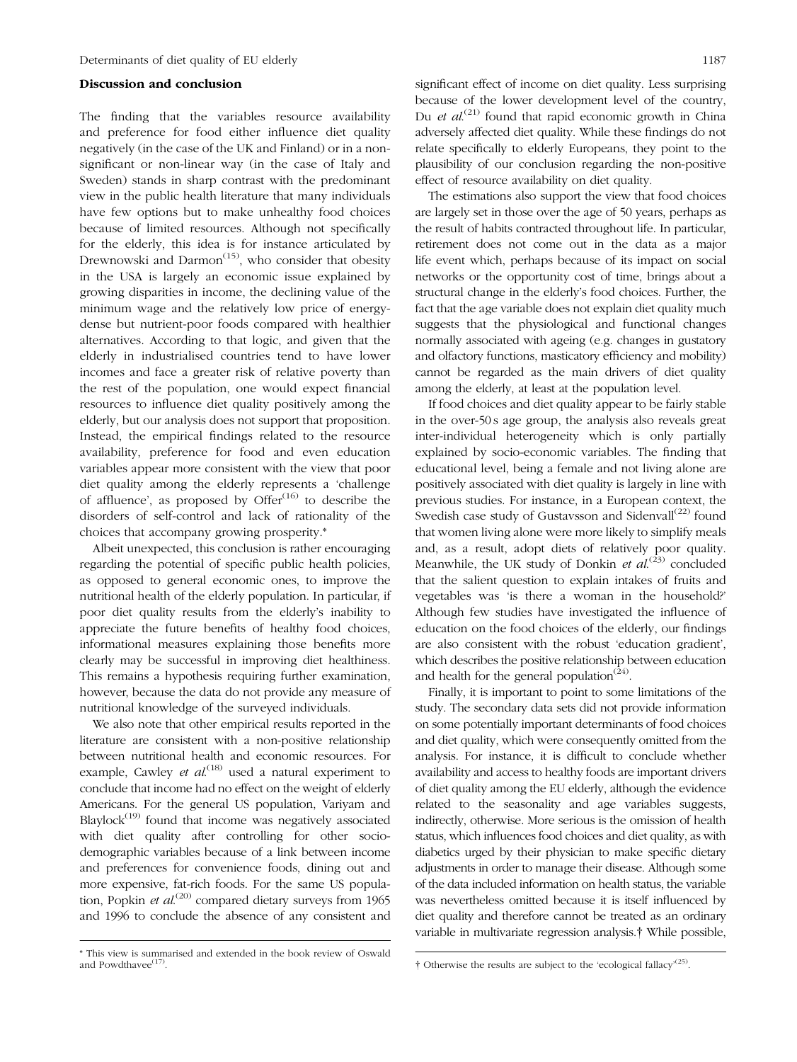## Discussion and conclusion

The finding that the variables resource availability and preference for food either influence diet quality negatively (in the case of the UK and Finland) or in a non-significant or non-linear way (in the case of Italy and Sweden) stands in sharp contrast with the predominant view in the public health literature that many individuals have few options but to make unhealthy food choices because of limited resources. Although not specifically for the elderly, this idea is for instance articulated by Drewnowski and Darmon[15], who consider that obesity in the USA is largely an economic issue explained by growing disparities in income, the declining value of the minimum wage and the relatively low price of energy-dense but nutrient-poor foods compared with healthier alternatives. According to that logic, and given that the elderly in industrialised countries tend to have lower incomes and face a greater risk of relative poverty than the rest of the population, one would expect financial resources to influence diet quality positively among the elderly, but our analysis does not support that proposition. Instead, the empirical findings related to the resource availability, preference for food and even education variables appear more consistent with the view that poor diet quality among the elderly represents a 'challenge of affluence', as proposed by Offer[16] to describe the disorders of self-control and lack of rationality of the choices that accompany growing prosperity.*

Albeit unexpected, this conclusion is rather encouraging regarding the potential of specific public health policies, as opposed to general economic ones, to improve the nutritional health of the elderly population. In particular, if poor diet quality results from the elderly's inability to appreciate the future benefits of healthy food choices, informational measures explaining those benefits more clearly may be successful in improving diet healthiness. This remains a hypothesis requiring further examination, however, because the data do not provide any measure of nutritional knowledge of the surveyed individuals.

We also note that other empirical results reported in the literature are consistent with a non-positive relationship between nutritional health and economic resources. For example, Cawley *et al.*[18] used a natural experiment to conclude that income had no effect on the weight of elderly Americans. For the general US population, Variyam and Blaylock[19] found that income was negatively associated with diet quality after controlling for other socio-demographic variables because of a link between income and preferences for convenience foods, dining out and more expensive, fat-rich foods. For the same US population, Popkin *et al.*[20] compared dietary surveys from 1965 and 1996 to conclude the absence of any consistent and significant effect of income on diet quality. Less surprising because of the lower development level of the country, Du *et al.*[21] found that rapid economic growth in China adversely affected diet quality. While these findings do not relate specifically to elderly Europeans, they point to the plausibility of our conclusion regarding the non-positive effect of resource availability on diet quality.

The estimations also support the view that food choices are largely set in those over the age of 50 years, perhaps as the result of habits contracted throughout life. In particular, retirement does not come out in the data as a major life event which, perhaps because of its impact on social networks or the opportunity cost of time, brings about a structural change in the elderly's food choices. Further, the fact that the age variable does not explain diet quality much suggests that the physiological and functional changes normally associated with ageing (e.g. changes in gustatory and olfactory functions, masticatory efficiency and mobility) cannot be regarded as the main drivers of diet quality among the elderly, at least at the population level.

If food choices and diet quality appear to be fairly stable in the over-50 s age group, the analysis also reveals great inter-individual heterogeneity which is only partially explained by socio-economic variables. The finding that educational level, being a female and not living alone are positively associated with diet quality is largely in line with previous studies. For instance, in a European context, the Swedish case study of Gustavsson and Sidenvall[22] found that women living alone were more likely to simplify meals and, as a result, adopt diets of relatively poor quality. Meanwhile, the UK study of Donkin *et al.*[23] concluded that the salient question to explain intakes of fruits and vegetables was 'is there a woman in the household?' Although few studies have investigated the influence of education on the food choices of the elderly, our findings are also consistent with the robust 'education gradient', which describes the positive relationship between education and health for the general population[24].

Finally, it is important to point to some limitations of the study. The secondary data sets did not provide information on some potentially important determinants of food choices and diet quality, which were consequently omitted from the analysis. For instance, it is difficult to conclude whether availability and access to healthy foods are important drivers of diet quality among the EU elderly, although the evidence related to the seasonality and age variables suggests, indirectly, otherwise. More serious is the omission of health status, which influences food choices and diet quality, as with diabetics urged by their physician to make specific dietary adjustments in order to manage their disease. Although some of the data included information on health status, the variable was nevertheless omitted because it is itself influenced by diet quality and therefore cannot be treated as an ordinary variable in multivariate regression analysis.† While possible,

* This view is summarised and extended in the book review of Oswald and Powdthavee[17].

† Otherwise the results are subject to the 'ecological fallacy'[25].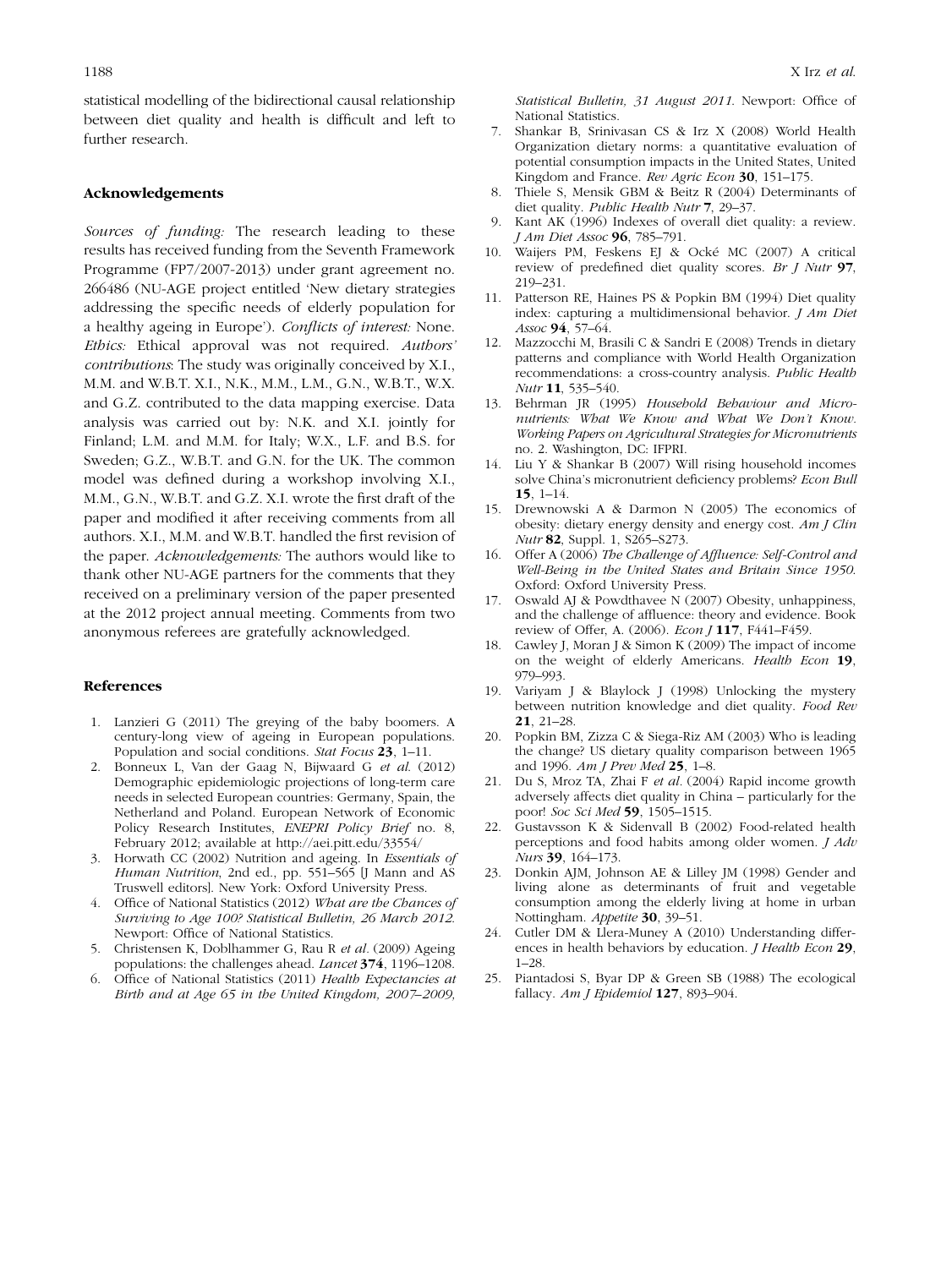statistical modelling of the bidirectional causal relationship between diet quality and health is difficult and left to further research.

### Acknowledgements

*Sources of funding:* The research leading to these results has received funding from the Seventh Framework Programme (FP7/2007-2013) under grant agreement no. 266486 (NU-AGE project entitled 'New dietary strategies addressing the specific needs of elderly population for a healthy ageing in Europe'). *Conflicts of interest:* None. *Ethics:* Ethical approval was not required. *Authors' contributions*: The study was originally conceived by X.I., M.M. and W.B.T. X.I., N.K., M.M., L.M., G.N., W.B.T., W.X. and G.Z. contributed to the data mapping exercise. Data analysis was carried out by: N.K. and X.I. jointly for Finland; L.M. and M.M. for Italy; W.X., L.F. and B.S. for Sweden; G.Z., W.B.T. and G.N. for the UK. The common model was defined during a workshop involving X.I., M.M., G.N., W.B.T. and G.Z. X.I. wrote the first draft of the paper and modified it after receiving comments from all authors. X.I., M.M. and W.B.T. handled the first revision of the paper. *Acknowledgements:* The authors would like to thank other NU-AGE partners for the comments that they received on a preliminary version of the paper presented at the 2012 project annual meeting. Comments from two anonymous referees are gratefully acknowledged.

### References

1. Lanzieri G (2011) The greying of the baby boomers. A century-long view of ageing in European populations. Population and social conditions. *Stat Focus* **23**, 1–11.
2. Bonneux L, Van der Gaag N, Bijwaard G *et al.* (2012) Demographic epidemiologic projections of long-term care needs in selected European countries: Germany, Spain, the Netherland and Poland. European Network of Economic Policy Research Institutes, *ENEPRI Policy Brief* no. 8, February 2012; available at http://aei.pitt.edu/33554/
3. Horwath CC (2002) Nutrition and ageing. In *Essentials of Human Nutrition*, 2nd ed., pp. 551–565 [J Mann and AS Truswell editors]. New York: Oxford University Press.
4. Office of National Statistics (2012) *What are the Chances of Surviving to Age 100? Statistical Bulletin, 26 March 2012*. Newport: Office of National Statistics.
5. Christensen K, Doblhammer G, Rau R *et al.* (2009) Ageing populations: the challenges ahead. *Lancet* **374**, 1196–1208.
6. Office of National Statistics (2011) *Health Expectancies at Birth and at Age 65 in the United Kingdom, 2007–2009, Statistical Bulletin, 31 August 2011*. Newport: Office of National Statistics.
7. Shankar B, Srinivasan CS & Irz X (2008) World Health Organization dietary norms: a quantitative evaluation of potential consumption impacts in the United States, United Kingdom and France. *Rev Agric Econ* **30**, 151–175.
8. Thiele S, Mensik GBM & Beitz R (2004) Determinants of diet quality. *Public Health Nutr* **7**, 29–37.
9. Kant AK (1996) Indexes of overall diet quality: a review. *J Am Diet Assoc* **96**, 785–791.
10. Waijers PM, Feskens EJ & Ocké MC (2007) A critical review of predefined diet quality scores. *Br J Nutr* **97**, 219–231.
11. Patterson RE, Haines PS & Popkin BM (1994) Diet quality index: capturing a multidimensional behavior. *J Am Diet Assoc* **94**, 57–64.
12. Mazzocchi M, Brasili C & Sandri E (2008) Trends in dietary patterns and compliance with World Health Organization recommendations: a cross-country analysis. *Public Health Nutr* **11**, 535–540.
13. Behrman JR (1995) *Household Behaviour and Micronutrients: What We Know and What We Don't Know. Working Papers on Agricultural Strategies for Micronutrients* no. 2. Washington, DC: IFPRI.
14. Liu Y & Shankar B (2007) Will rising household incomes solve China's micronutrient deficiency problems? *Econ Bull* **15**, 1–14.
15. Drewnowski A & Darmon N (2005) The economics of obesity: dietary energy density and energy cost. *Am J Clin Nutr* **82**, Suppl. 1, S265–S273.
16. Offer A (2006) *The Challenge of Affluence: Self-Control and Well-Being in the United States and Britain Since 1950*. Oxford: Oxford University Press.
17. Oswald AJ & Powdthavee N (2007) Obesity, unhappiness, and the challenge of affluence: theory and evidence. Book review of Offer, A. (2006). *Econ J* **117**, F441–F459.
18. Cawley J, Moran J & Simon K (2009) The impact of income on the weight of elderly Americans. *Health Econ* **19**, 979–993.
19. Variyam J & Blaylock J (1998) Unlocking the mystery between nutrition knowledge and diet quality. *Food Rev* **21**, 21–28.
20. Popkin BM, Zizza C & Siega-Riz AM (2003) Who is leading the change? US dietary quality comparison between 1965 and 1996. *Am J Prev Med* **25**, 1–8.
21. Du S, Mroz TA, Zhai F *et al.* (2004) Rapid income growth adversely affects diet quality in China – particularly for the poor! *Soc Sci Med* **59**, 1505–1515.
22. Gustavsson K & Sidenvall B (2002) Food-related health perceptions and food habits among older women. *J Adv Nurs* **39**, 164–173.
23. Donkin AJM, Johnson AE & Lilley JM (1998) Gender and living alone as determinants of fruit and vegetable consumption among the elderly living at home in urban Nottingham. *Appetite* **30**, 39–51.
24. Cutler DM & Llera-Muney A (2010) Understanding differences in health behaviors by education. *J Health Econ* **29**, 1–28.
25. Piantadosi S, Byar DP & Green SB (1988) The ecological fallacy. *Am J Epidemiol* **127**, 893–904.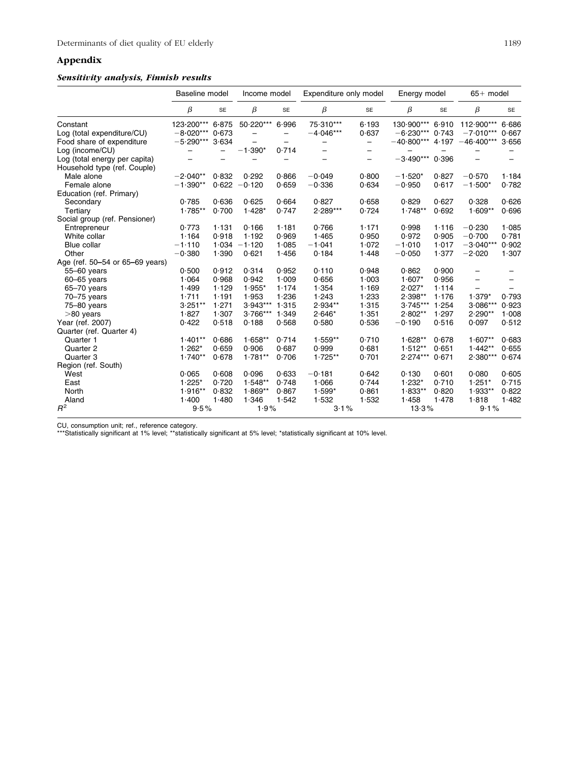## Appendix

### *Sensitivity analysis, Finnish results*

| | Baseline model | | Income model | | Expenditure only model | | Energy model | | 65+ model | |
|---|---|---|---|---|---|---|---|---|---|---|
| | β | SE | β | SE | β | SE | β | SE | β | SE |
| Constant | 123·200*** | 6·875 | 50·220*** | 6·996 | 75·310*** | 6·193 | 130·900*** | 6·910 | 112·900*** | 6·686 |
| Log (total expenditure/CU) | −8·020*** | 0·673 | – | – | −4·046*** | 0·637 | −6·230*** | 0·743 | −7·010*** | 0·667 |
| Food share of expenditure | −5·290*** | 3·634 | – | – | – | – | −40·800*** | 4·197 | −46·400*** | 3·656 |
| Log (income/CU) | – | – | −1·390* | 0·714 | – | – | – | – | – | – |
| Log (total energy per capita) | – | – | – | – | – | – | −3·490*** | 0·396 | – | – |
| Household type (ref. Couple) | | | | | | | | | | |
| Male alone | −2·040** | 0·832 | 0·292 | 0·866 | −0·049 | 0·800 | −1·520* | 0·827 | −0·570 | 1·184 |
| Female alone | −1·390** | 0·622 | −0·120 | 0·659 | −0·336 | 0·634 | −0·950 | 0·617 | −1·500* | 0·782 |
| Education (ref. Primary) | | | | | | | | | | |
| Secondary | 0·785 | 0·636 | 0·625 | 0·664 | 0·827 | 0·658 | 0·829 | 0·627 | 0·328 | 0·626 |
| Tertiary | 1·785** | 0·700 | 1·428* | 0·747 | 2·289*** | 0·724 | 1·748** | 0·692 | 1·609** | 0·696 |
| Social group (ref. Pensioner) | | | | | | | | | | |
| Entrepreneur | 0·773 | 1·131 | 0·166 | 1·181 | 0·766 | 1·171 | 0·998 | 1·116 | −0·230 | 1·085 |
| White collar | 1·164 | 0·918 | 1·192 | 0·969 | 1·465 | 0·950 | 0·972 | 0·905 | −0·700 | 0·781 |
| Blue collar | −1·110 | 1·034 | −1·120 | 1·085 | −1·041 | 1·072 | −1·010 | 1·017 | −3·040*** | 0·902 |
| Other | −0·380 | 1·390 | 0·621 | 1·456 | 0·184 | 1·448 | −0·050 | 1·377 | −2·020 | 1·307 |
| Age (ref. 50–54 or 65–69 years) | | | | | | | | | | |
| 55–60 years | 0·500 | 0·912 | 0·314 | 0·952 | 0·110 | 0·948 | 0·862 | 0·900 | – | – |
| 60–65 years | 1·064 | 0·968 | 0·942 | 1·009 | 0·656 | 1·003 | 1·607* | 0·956 | – | – |
| 65–70 years | 1·499 | 1·129 | 1·955* | 1·174 | 1·354 | 1·169 | 2·027* | 1·114 | – | – |
| 70–75 years | 1·711 | 1·191 | 1·953 | 1·236 | 1·243 | 1·233 | 2·398** | 1·176 | 1·379* | 0·793 |
| 75–80 years | 3·251** | 1·271 | 3·943*** | 1·315 | 2·934** | 1·315 | 3·745*** | 1·254 | 3·086*** | 0·923 |
| >80 years | 1·827 | 1·307 | 3·766*** | 1·349 | 2·646* | 1·351 | 2·802** | 1·297 | 2·290** | 1·008 |
| Year (ref. 2007) | 0·422 | 0·518 | 0·188 | 0·568 | 0·580 | 0·536 | −0·190 | 0·516 | 0·097 | 0·512 |
| Quarter (ref. Quarter 4) | | | | | | | | | | |
| Quarter 1 | 1·401** | 0·686 | 1·658** | 0·714 | 1·559** | 0·710 | 1·628** | 0·678 | 1·607** | 0·683 |
| Quarter 2 | 1·262* | 0·659 | 0·906 | 0·687 | 0·999 | 0·681 | 1·512** | 0·651 | 1·442** | 0·655 |
| Quarter 3 | 1·740** | 0·678 | 1·781** | 0·706 | 1·725** | 0·701 | 2·274*** | 0·671 | 2·380*** | 0·674 |
| Region (ref. South) | | | | | | | | | | |
| West | 0·065 | 0·608 | 0·096 | 0·633 | −0·181 | 0·642 | 0·130 | 0·601 | 0·080 | 0·605 |
| East | 1·225* | 0·720 | 1·548** | 0·748 | 1·066 | 0·744 | 1·232* | 0·710 | 1·251* | 0·715 |
| North | 1·916** | 0·832 | 1·869** | 0·867 | 1·599* | 0·861 | 1·833** | 0·820 | 1·933** | 0·822 |
| Aland | 1·400 | 1·480 | 1·346 | 1·542 | 1·532 | 1·532 | 1·458 | 1·478 | 1·818 | 1·482 |
| $R^2$ | 9·5% | | 1·9% | | 3·1% | | 13·3% | | 9·1% | |

CU, consumption unit; ref., reference category.
***Statistically significant at 1% level; **statistically significant at 5% level; *statistically significant at 10% level.